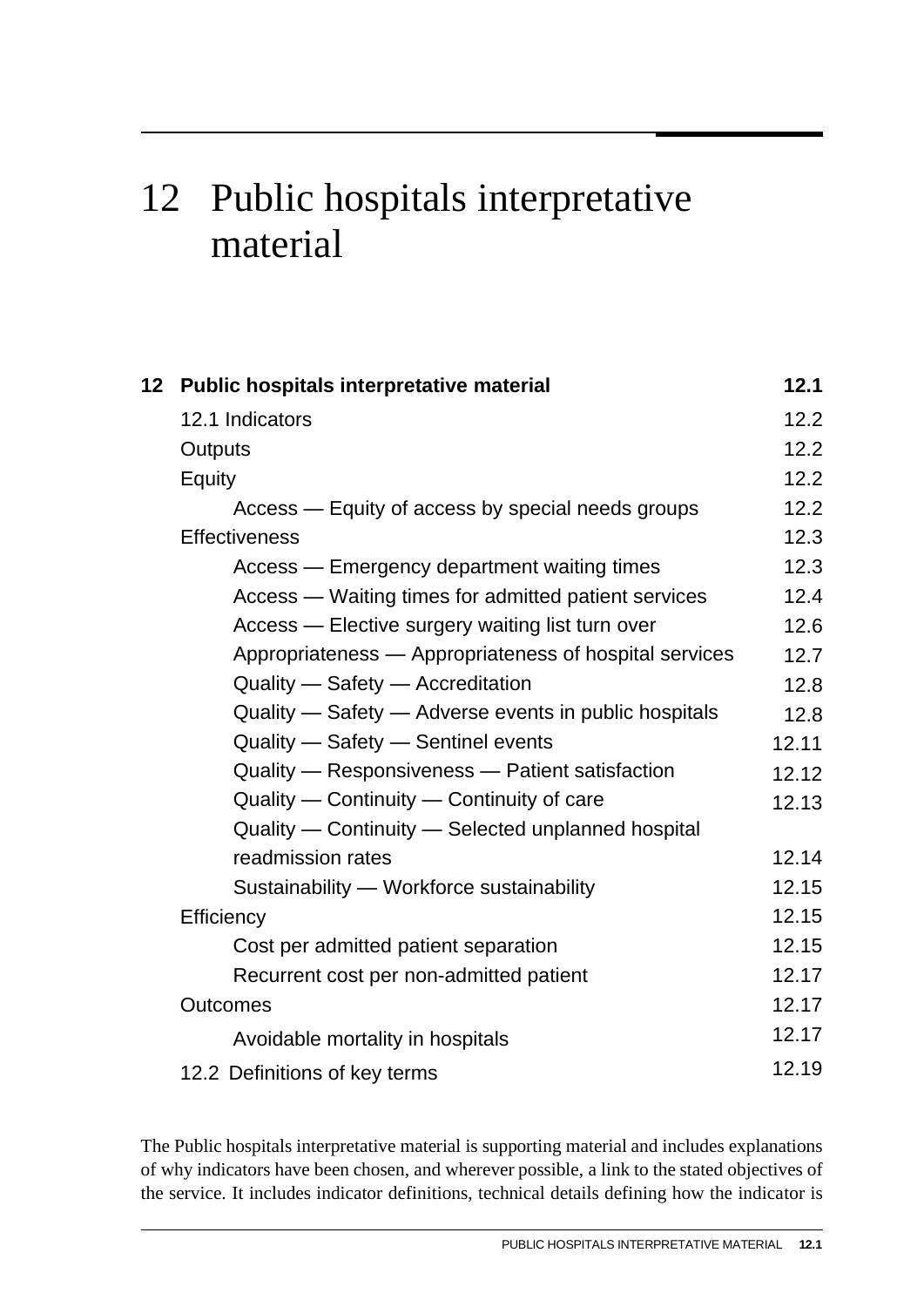# 12 Public hospitals interpretative material

| | |
|---|---|
| **12 Public hospitals interpretative material** | **12.1** |
| 12.1 Indicators | 12.2 |
| Outputs | 12.2 |
| Equity | 12.2 |
| Access — Equity of access by special needs groups | 12.2 |
| Effectiveness | 12.3 |
| Access — Emergency department waiting times | 12.3 |
| Access — Waiting times for admitted patient services | 12.4 |
| Access — Elective surgery waiting list turn over | 12.6 |
| Appropriateness — Appropriateness of hospital services | 12.7 |
| Quality — Safety — Accreditation | 12.8 |
| Quality — Safety — Adverse events in public hospitals | 12.8 |
| Quality — Safety — Sentinel events | 12.11 |
| Quality — Responsiveness — Patient satisfaction | 12.12 |
| Quality — Continuity — Continuity of care | 12.13 |
| Quality — Continuity — Selected unplanned hospital readmission rates | 12.14 |
| Sustainability — Workforce sustainability | 12.15 |
| Efficiency | 12.15 |
| Cost per admitted patient separation | 12.15 |
| Recurrent cost per non-admitted patient | 12.17 |
| Outcomes | 12.17 |
| Avoidable mortality in hospitals | 12.17 |
| 12.2 Definitions of key terms | 12.19 |

The Public hospitals interpretative material is supporting material and includes explanations of why indicators have been chosen, and wherever possible, a link to the stated objectives of the service. It includes indicator definitions, technical details defining how the indicator is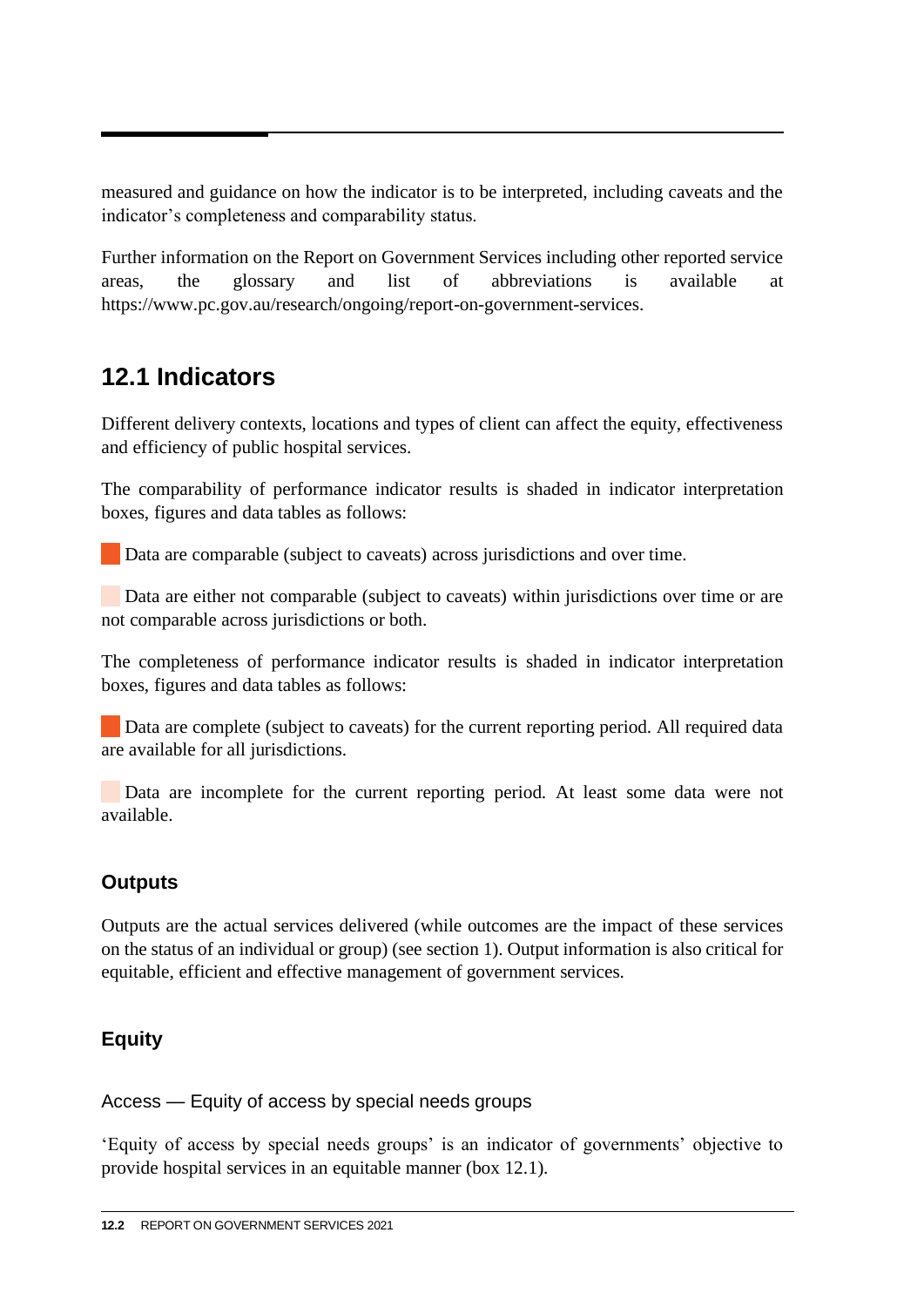measured and guidance on how the indicator is to be interpreted, including caveats and the indicator's completeness and comparability status.

Further information on the Report on Government Services including other reported service areas, the glossary and list of abbreviations is available at https://www.pc.gov.au/research/ongoing/report-on-government-services.

## 12.1 Indicators

Different delivery contexts, locations and types of client can affect the equity, effectiveness and efficiency of public hospital services.

The comparability of performance indicator results is shaded in indicator interpretation boxes, figures and data tables as follows:

Data are comparable (subject to caveats) across jurisdictions and over time.

Data are either not comparable (subject to caveats) within jurisdictions over time or are not comparable across jurisdictions or both.

The completeness of performance indicator results is shaded in indicator interpretation boxes, figures and data tables as follows:

Data are complete (subject to caveats) for the current reporting period. All required data are available for all jurisdictions.

Data are incomplete for the current reporting period. At least some data were not available.

### Outputs

Outputs are the actual services delivered (while outcomes are the impact of these services on the status of an individual or group) (see section 1). Output information is also critical for equitable, efficient and effective management of government services.

### Equity

Access — Equity of access by special needs groups

'Equity of access by special needs groups' is an indicator of governments' objective to provide hospital services in an equitable manner (box 12.1).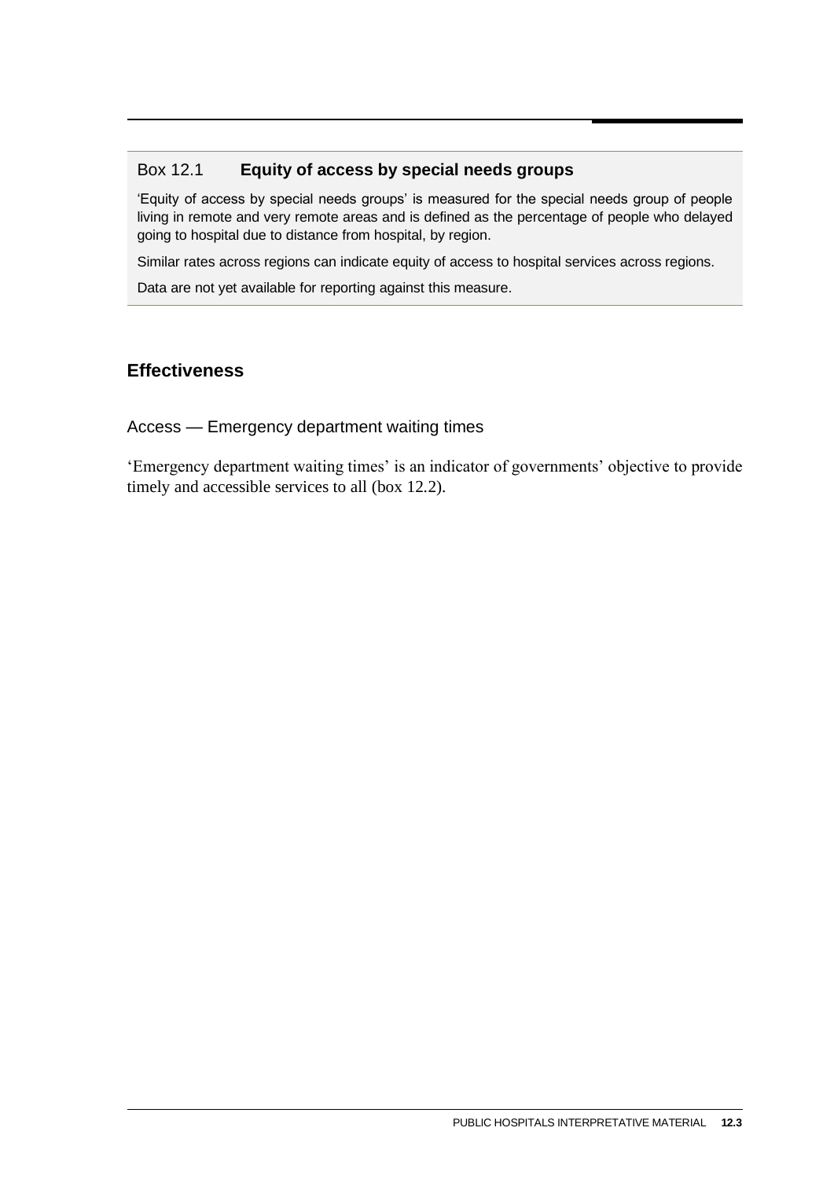### Box 12.1 **Equity of access by special needs groups**

'Equity of access by special needs groups' is measured for the special needs group of people living in remote and very remote areas and is defined as the percentage of people who delayed going to hospital due to distance from hospital, by region.

Similar rates across regions can indicate equity of access to hospital services across regions.

Data are not yet available for reporting against this measure.

## Effectiveness

### Access — Emergency department waiting times

'Emergency department waiting times' is an indicator of governments' objective to provide timely and accessible services to all (box 12.2).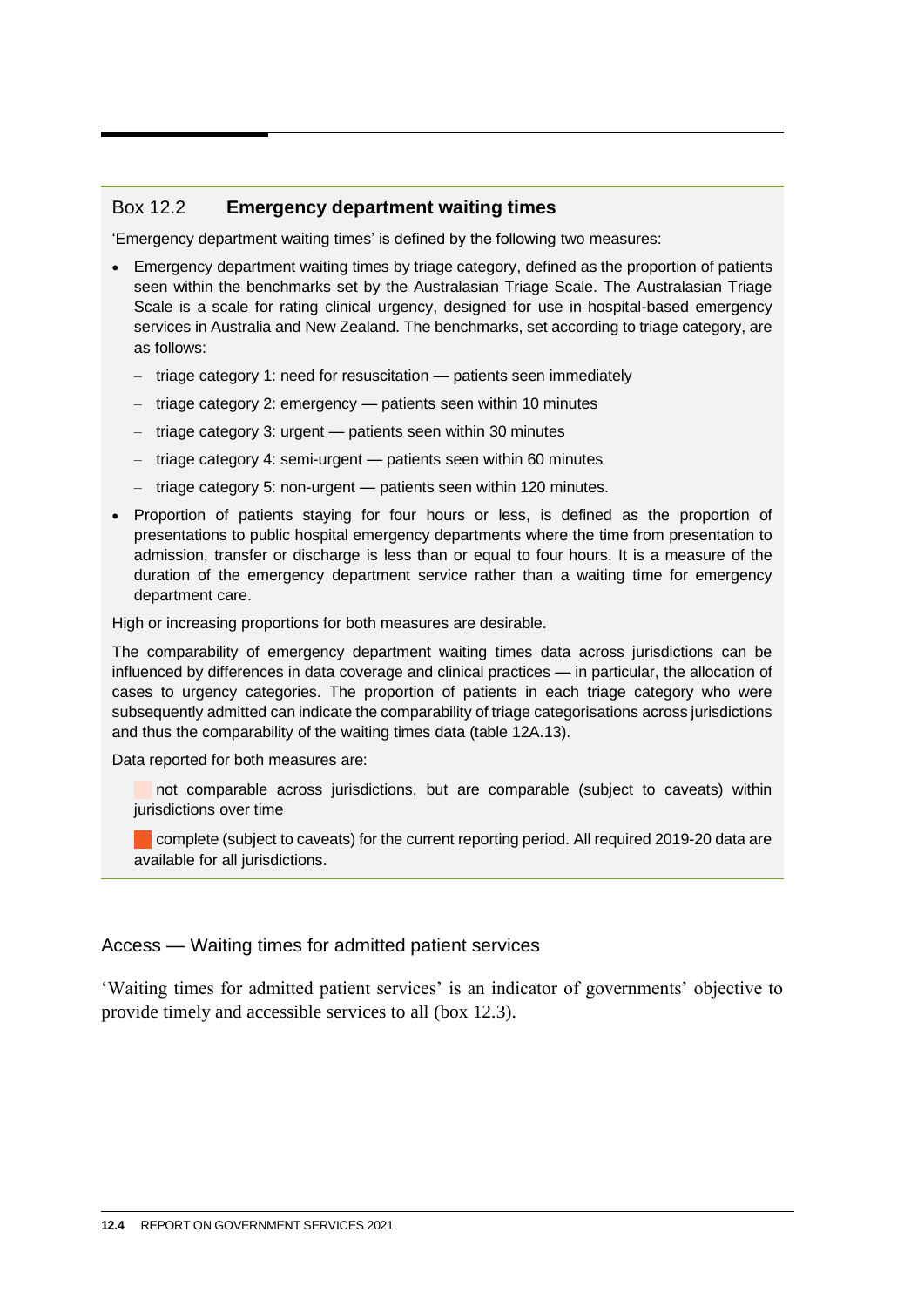## Box 12.2 Emergency department waiting times

'Emergency department waiting times' is defined by the following two measures:

- Emergency department waiting times by triage category, defined as the proportion of patients seen within the benchmarks set by the Australasian Triage Scale. The Australasian Triage Scale is a scale for rating clinical urgency, designed for use in hospital-based emergency services in Australia and New Zealand. The benchmarks, set according to triage category, are as follows:
  - triage category 1: need for resuscitation — patients seen immediately
  - triage category 2: emergency — patients seen within 10 minutes
  - triage category 3: urgent — patients seen within 30 minutes
  - triage category 4: semi-urgent — patients seen within 60 minutes
  - triage category 5: non-urgent — patients seen within 120 minutes.
- Proportion of patients staying for four hours or less, is defined as the proportion of presentations to public hospital emergency departments where the time from presentation to admission, transfer or discharge is less than or equal to four hours. It is a measure of the duration of the emergency department service rather than a waiting time for emergency department care.

High or increasing proportions for both measures are desirable.

The comparability of emergency department waiting times data across jurisdictions can be influenced by differences in data coverage and clinical practices — in particular, the allocation of cases to urgency categories. The proportion of patients in each triage category who were subsequently admitted can indicate the comparability of triage categorisations across jurisdictions and thus the comparability of the waiting times data (table 12A.13).

Data reported for both measures are:

- not comparable across jurisdictions, but are comparable (subject to caveats) within jurisdictions over time
- complete (subject to caveats) for the current reporting period. All required 2019-20 data are available for all jurisdictions.

### Access — Waiting times for admitted patient services

'Waiting times for admitted patient services' is an indicator of governments' objective to provide timely and accessible services to all (box 12.3).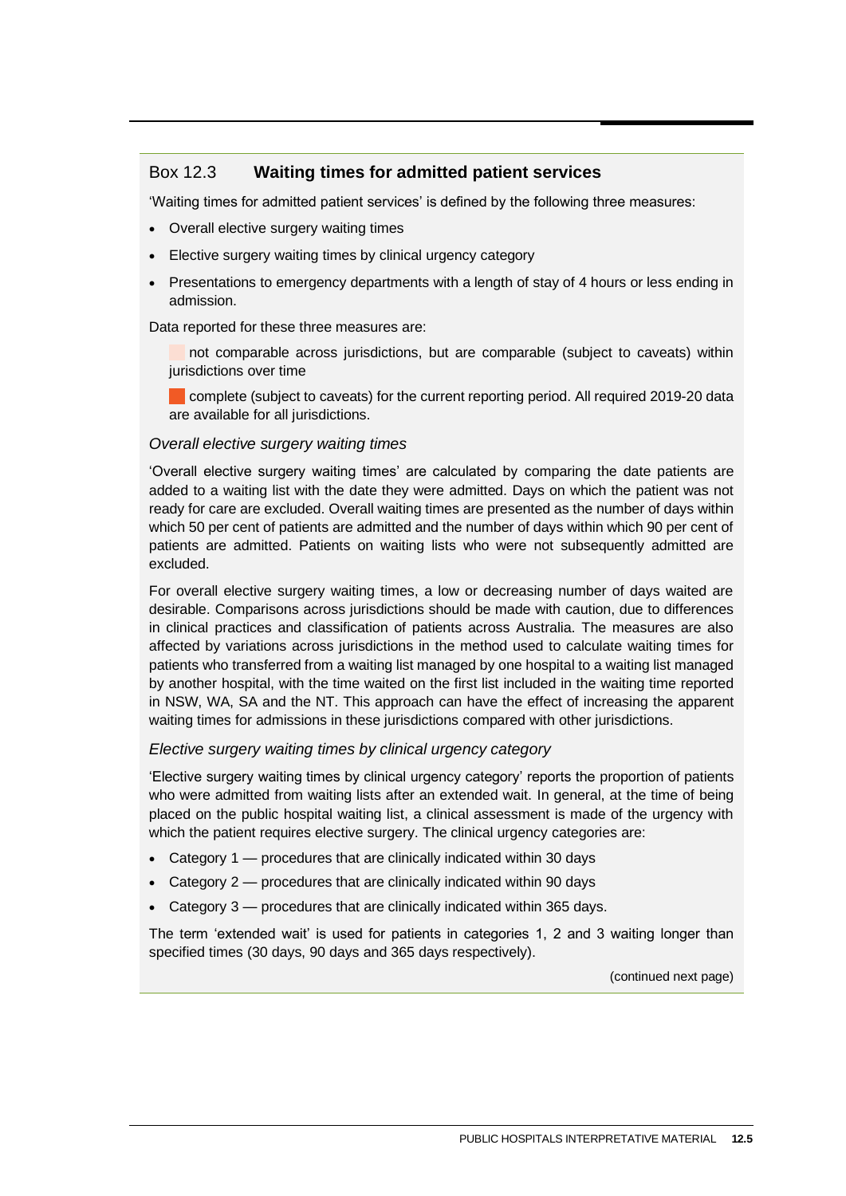## Box 12.3 Waiting times for admitted patient services

'Waiting times for admitted patient services' is defined by the following three measures:

- Overall elective surgery waiting times
- Elective surgery waiting times by clinical urgency category
- Presentations to emergency departments with a length of stay of 4 hours or less ending in admission.

Data reported for these three measures are:

not comparable across jurisdictions, but are comparable (subject to caveats) within jurisdictions over time

complete (subject to caveats) for the current reporting period. All required 2019-20 data are available for all jurisdictions.

*Overall elective surgery waiting times*

'Overall elective surgery waiting times' are calculated by comparing the date patients are added to a waiting list with the date they were admitted. Days on which the patient was not ready for care are excluded. Overall waiting times are presented as the number of days within which 50 per cent of patients are admitted and the number of days within which 90 per cent of patients are admitted. Patients on waiting lists who were not subsequently admitted are excluded.

For overall elective surgery waiting times, a low or decreasing number of days waited are desirable. Comparisons across jurisdictions should be made with caution, due to differences in clinical practices and classification of patients across Australia. The measures are also affected by variations across jurisdictions in the method used to calculate waiting times for patients who transferred from a waiting list managed by one hospital to a waiting list managed by another hospital, with the time waited on the first list included in the waiting time reported in NSW, WA, SA and the NT. This approach can have the effect of increasing the apparent waiting times for admissions in these jurisdictions compared with other jurisdictions.

*Elective surgery waiting times by clinical urgency category*

'Elective surgery waiting times by clinical urgency category' reports the proportion of patients who were admitted from waiting lists after an extended wait. In general, at the time of being placed on the public hospital waiting list, a clinical assessment is made of the urgency with which the patient requires elective surgery. The clinical urgency categories are:

- Category 1 — procedures that are clinically indicated within 30 days
- Category 2 — procedures that are clinically indicated within 90 days
- Category 3 — procedures that are clinically indicated within 365 days.

The term 'extended wait' is used for patients in categories 1, 2 and 3 waiting longer than specified times (30 days, 90 days and 365 days respectively).

(continued next page)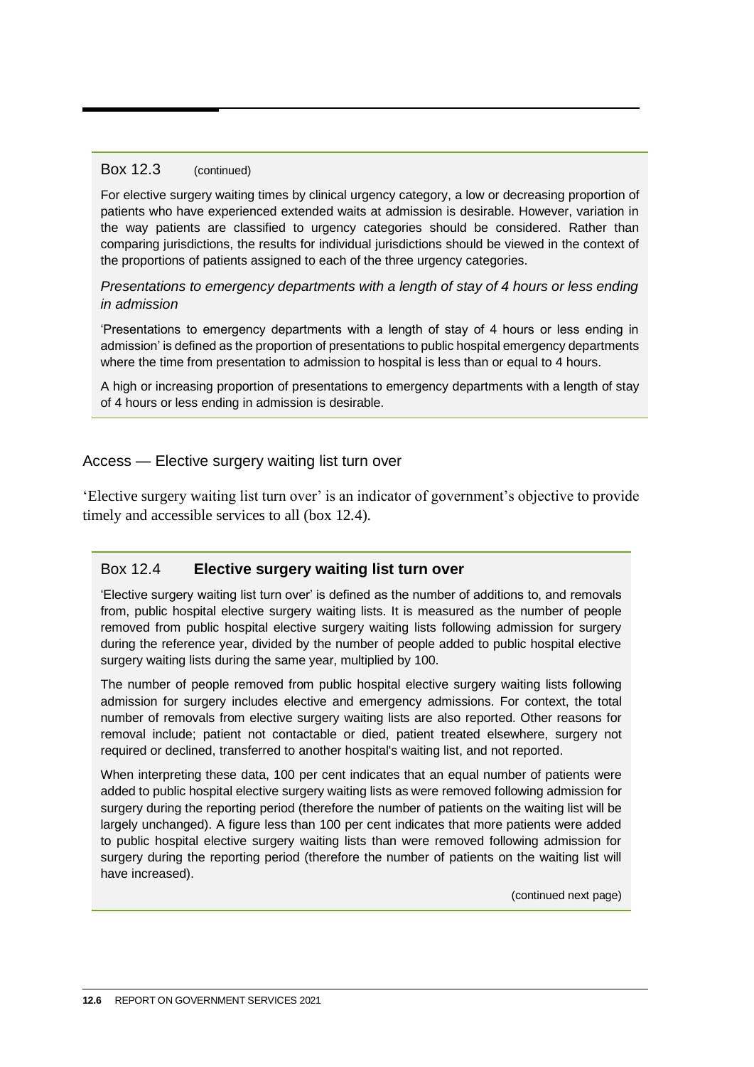Box 12.3 (continued)

For elective surgery waiting times by clinical urgency category, a low or decreasing proportion of patients who have experienced extended waits at admission is desirable. However, variation in the way patients are classified to urgency categories should be considered. Rather than comparing jurisdictions, the results for individual jurisdictions should be viewed in the context of the proportions of patients assigned to each of the three urgency categories.

*Presentations to emergency departments with a length of stay of 4 hours or less ending in admission*

'Presentations to emergency departments with a length of stay of 4 hours or less ending in admission' is defined as the proportion of presentations to public hospital emergency departments where the time from presentation to admission to hospital is less than or equal to 4 hours.

A high or increasing proportion of presentations to emergency departments with a length of stay of 4 hours or less ending in admission is desirable.

## Access — Elective surgery waiting list turn over

'Elective surgery waiting list turn over' is an indicator of government's objective to provide timely and accessible services to all (box 12.4).

### Box 12.4 **Elective surgery waiting list turn over**

'Elective surgery waiting list turn over' is defined as the number of additions to, and removals from, public hospital elective surgery waiting lists. It is measured as the number of people removed from public hospital elective surgery waiting lists following admission for surgery during the reference year, divided by the number of people added to public hospital elective surgery waiting lists during the same year, multiplied by 100.

The number of people removed from public hospital elective surgery waiting lists following admission for surgery includes elective and emergency admissions. For context, the total number of removals from elective surgery waiting lists are also reported. Other reasons for removal include; patient not contactable or died, patient treated elsewhere, surgery not required or declined, transferred to another hospital's waiting list, and not reported.

When interpreting these data, 100 per cent indicates that an equal number of patients were added to public hospital elective surgery waiting lists as were removed following admission for surgery during the reporting period (therefore the number of patients on the waiting list will be largely unchanged). A figure less than 100 per cent indicates that more patients were added to public hospital elective surgery waiting lists than were removed following admission for surgery during the reporting period (therefore the number of patients on the waiting list will have increased).

(continued next page)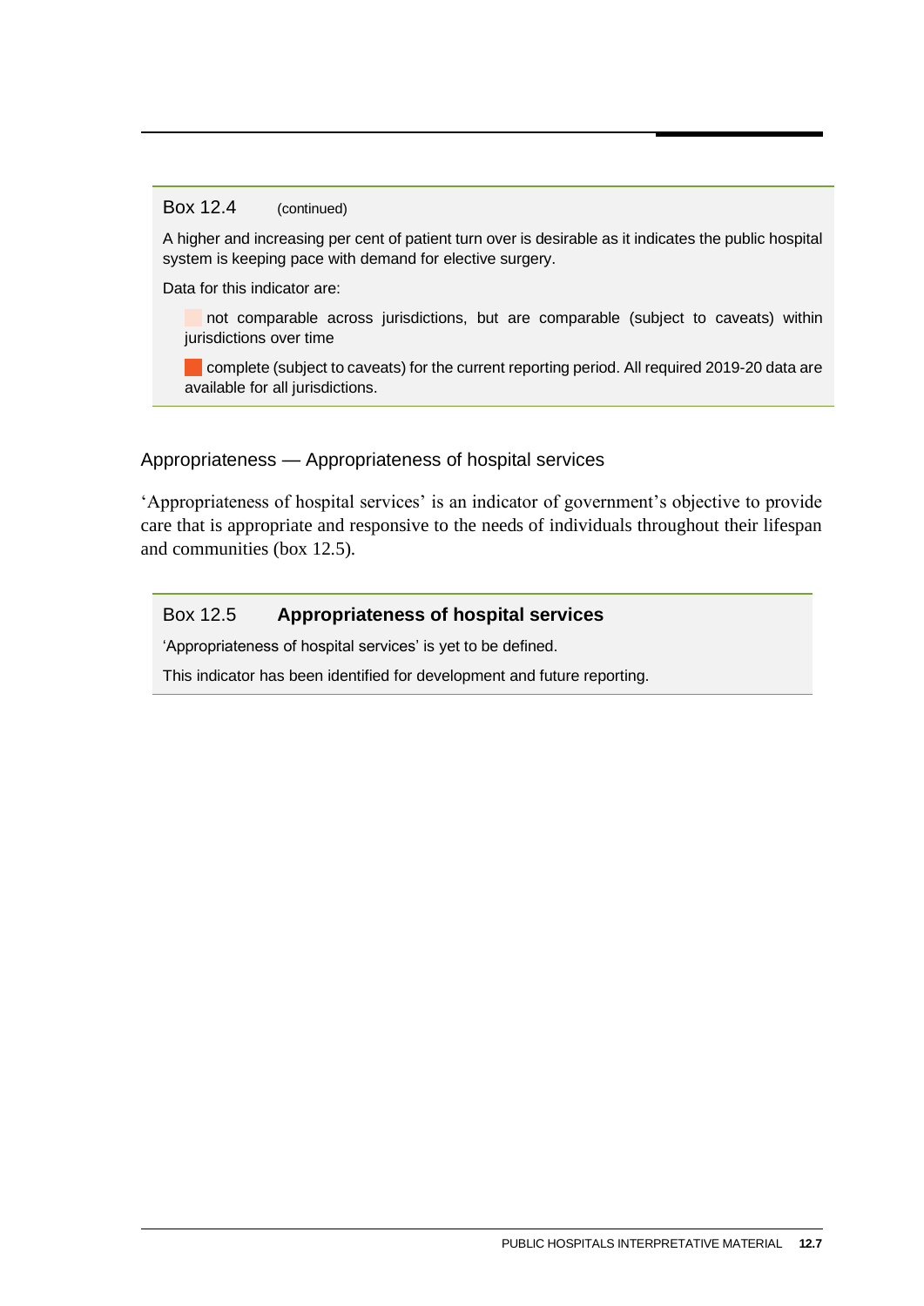Box 12.4 (continued)

A higher and increasing per cent of patient turn over is desirable as it indicates the public hospital system is keeping pace with demand for elective surgery.

Data for this indicator are:

- not comparable across jurisdictions, but are comparable (subject to caveats) within jurisdictions over time
- complete (subject to caveats) for the current reporting period. All required 2019-20 data are available for all jurisdictions.

## Appropriateness — Appropriateness of hospital services

'Appropriateness of hospital services' is an indicator of government's objective to provide care that is appropriate and responsive to the needs of individuals throughout their lifespan and communities (box 12.5).

Box 12.5 **Appropriateness of hospital services**

'Appropriateness of hospital services' is yet to be defined.

This indicator has been identified for development and future reporting.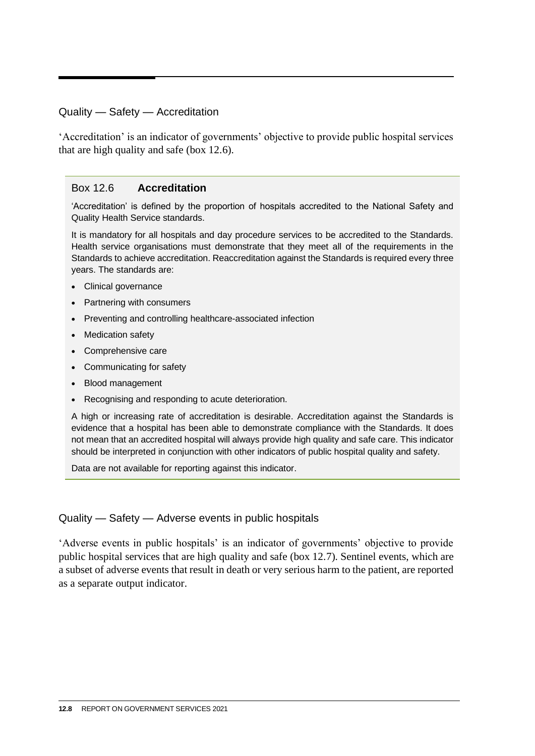### Quality — Safety — Accreditation

'Accreditation' is an indicator of governments' objective to provide public hospital services that are high quality and safe (box 12.6).

#### Box 12.6 **Accreditation**

'Accreditation' is defined by the proportion of hospitals accredited to the National Safety and Quality Health Service standards.

It is mandatory for all hospitals and day procedure services to be accredited to the Standards. Health service organisations must demonstrate that they meet all of the requirements in the Standards to achieve accreditation. Reaccreditation against the Standards is required every three years. The standards are:

- Clinical governance
- Partnering with consumers
- Preventing and controlling healthcare-associated infection
- Medication safety
- Comprehensive care
- Communicating for safety
- Blood management
- Recognising and responding to acute deterioration.

A high or increasing rate of accreditation is desirable. Accreditation against the Standards is evidence that a hospital has been able to demonstrate compliance with the Standards. It does not mean that an accredited hospital will always provide high quality and safe care. This indicator should be interpreted in conjunction with other indicators of public hospital quality and safety.

Data are not available for reporting against this indicator.

### Quality — Safety — Adverse events in public hospitals

'Adverse events in public hospitals' is an indicator of governments' objective to provide public hospital services that are high quality and safe (box 12.7). Sentinel events, which are a subset of adverse events that result in death or very serious harm to the patient, are reported as a separate output indicator.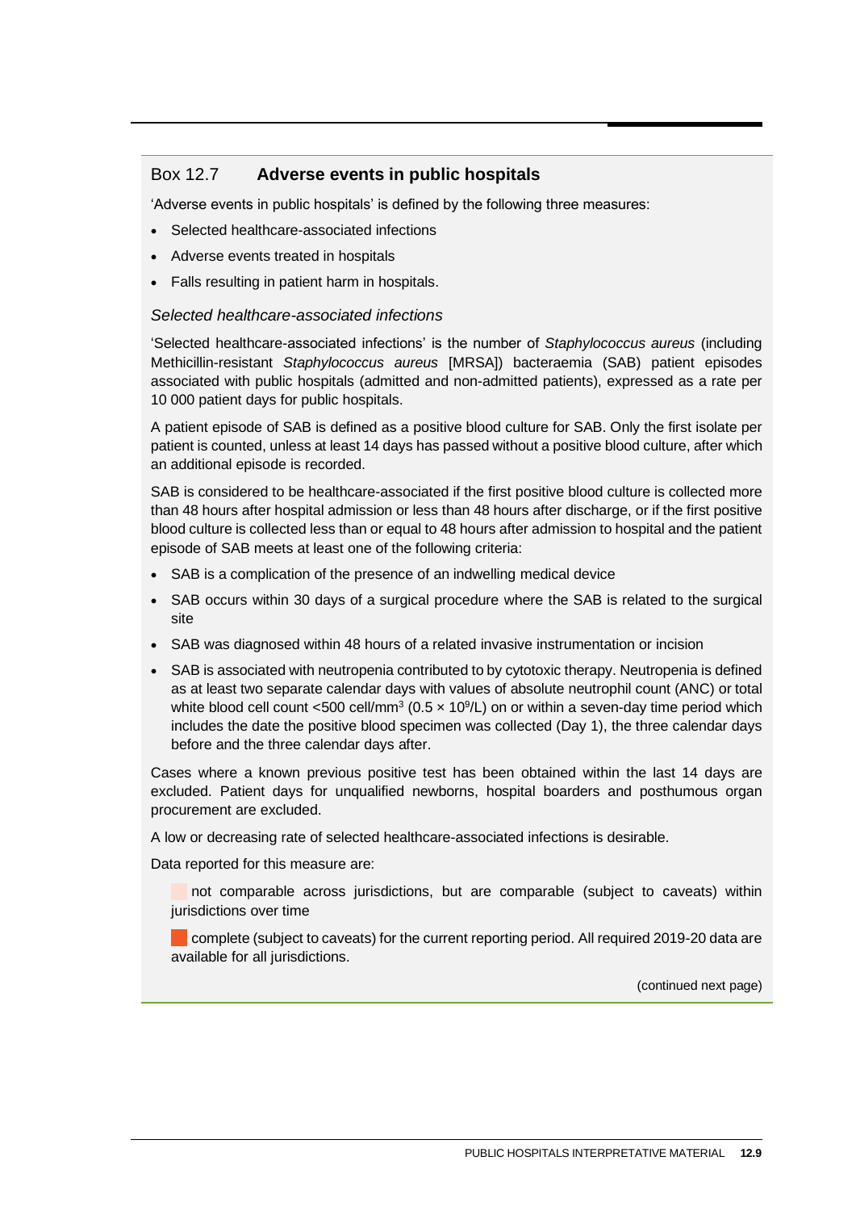## Box 12.7 **Adverse events in public hospitals**

'Adverse events in public hospitals' is defined by the following three measures:

- Selected healthcare-associated infections
- Adverse events treated in hospitals
- Falls resulting in patient harm in hospitals.

*Selected healthcare-associated infections*

'Selected healthcare-associated infections' is the number of *Staphylococcus aureus* (including Methicillin-resistant *Staphylococcus aureus* [MRSA]) bacteraemia (SAB) patient episodes associated with public hospitals (admitted and non-admitted patients), expressed as a rate per 10 000 patient days for public hospitals.

A patient episode of SAB is defined as a positive blood culture for SAB. Only the first isolate per patient is counted, unless at least 14 days has passed without a positive blood culture, after which an additional episode is recorded.

SAB is considered to be healthcare-associated if the first positive blood culture is collected more than 48 hours after hospital admission or less than 48 hours after discharge, or if the first positive blood culture is collected less than or equal to 48 hours after admission to hospital and the patient episode of SAB meets at least one of the following criteria:

- SAB is a complication of the presence of an indwelling medical device
- SAB occurs within 30 days of a surgical procedure where the SAB is related to the surgical site
- SAB was diagnosed within 48 hours of a related invasive instrumentation or incision
- SAB is associated with neutropenia contributed to by cytotoxic therapy. Neutropenia is defined as at least two separate calendar days with values of absolute neutrophil count (ANC) or total white blood cell count <500 cell/mm$^3$ ($0.5 \times 10^9$/L) on or within a seven-day time period which includes the date the positive blood specimen was collected (Day 1), the three calendar days before and the three calendar days after.

Cases where a known previous positive test has been obtained within the last 14 days are excluded. Patient days for unqualified newborns, hospital boarders and posthumous organ procurement are excluded.

A low or decreasing rate of selected healthcare-associated infections is desirable.

Data reported for this measure are:

- not comparable across jurisdictions, but are comparable (subject to caveats) within jurisdictions over time
- complete (subject to caveats) for the current reporting period. All required 2019-20 data are available for all jurisdictions.

(continued next page)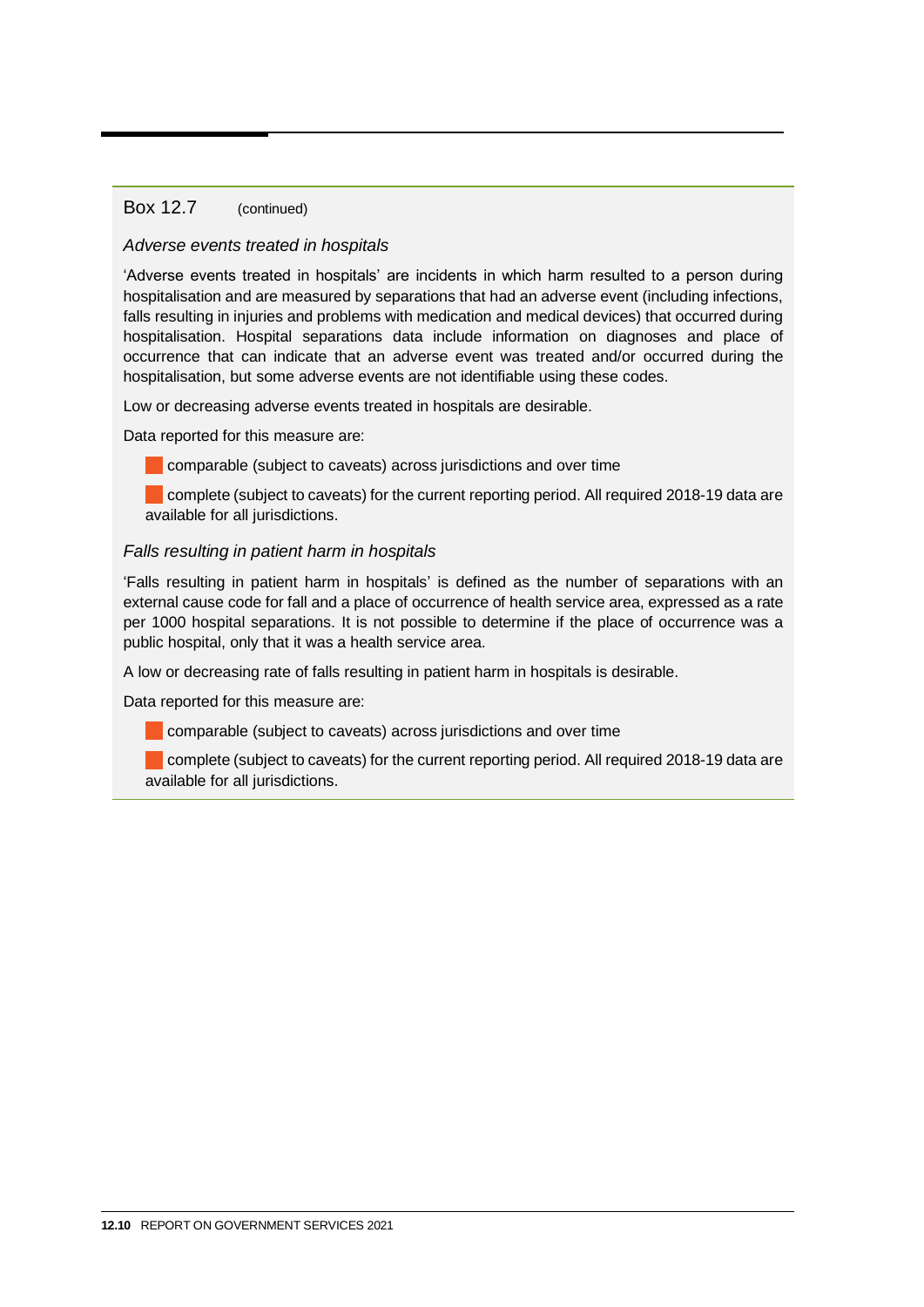Box 12.7 (continued)

*Adverse events treated in hospitals*

'Adverse events treated in hospitals' are incidents in which harm resulted to a person during hospitalisation and are measured by separations that had an adverse event (including infections, falls resulting in injuries and problems with medication and medical devices) that occurred during hospitalisation. Hospital separations data include information on diagnoses and place of occurrence that can indicate that an adverse event was treated and/or occurred during the hospitalisation, but some adverse events are not identifiable using these codes.

Low or decreasing adverse events treated in hospitals are desirable.

Data reported for this measure are:

- comparable (subject to caveats) across jurisdictions and over time
- complete (subject to caveats) for the current reporting period. All required 2018-19 data are available for all jurisdictions.

*Falls resulting in patient harm in hospitals*

'Falls resulting in patient harm in hospitals' is defined as the number of separations with an external cause code for fall and a place of occurrence of health service area, expressed as a rate per 1000 hospital separations. It is not possible to determine if the place of occurrence was a public hospital, only that it was a health service area.

A low or decreasing rate of falls resulting in patient harm in hospitals is desirable.

Data reported for this measure are:

- comparable (subject to caveats) across jurisdictions and over time
- complete (subject to caveats) for the current reporting period. All required 2018-19 data are available for all jurisdictions.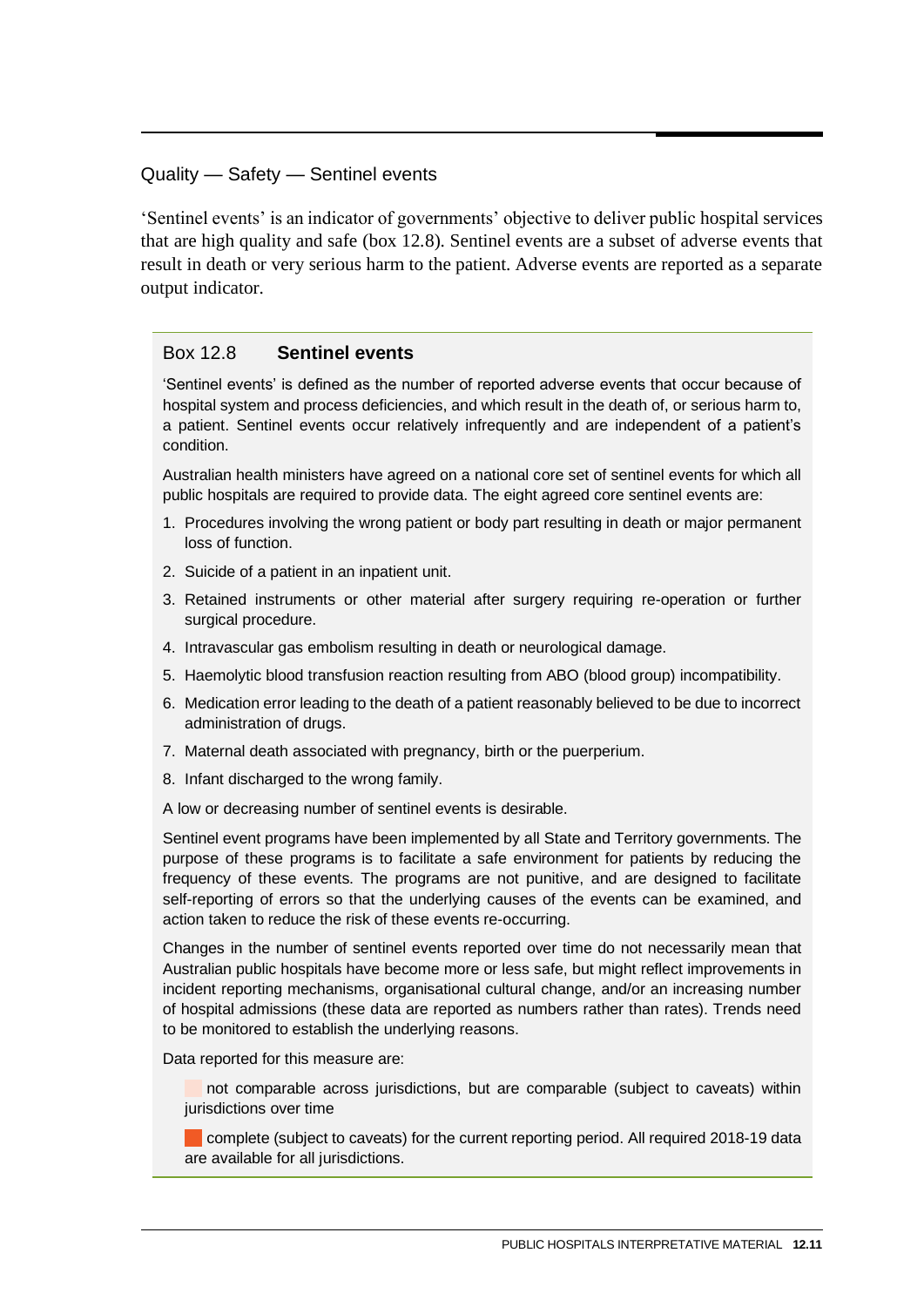## Quality — Safety — Sentinel events

'Sentinel events' is an indicator of governments' objective to deliver public hospital services that are high quality and safe (box 12.8). Sentinel events are a subset of adverse events that result in death or very serious harm to the patient. Adverse events are reported as a separate output indicator.

### Box 12.8 **Sentinel events**

'Sentinel events' is defined as the number of reported adverse events that occur because of hospital system and process deficiencies, and which result in the death of, or serious harm to, a patient. Sentinel events occur relatively infrequently and are independent of a patient's condition.

Australian health ministers have agreed on a national core set of sentinel events for which all public hospitals are required to provide data. The eight agreed core sentinel events are:

1. Procedures involving the wrong patient or body part resulting in death or major permanent loss of function.
2. Suicide of a patient in an inpatient unit.
3. Retained instruments or other material after surgery requiring re-operation or further surgical procedure.
4. Intravascular gas embolism resulting in death or neurological damage.
5. Haemolytic blood transfusion reaction resulting from ABO (blood group) incompatibility.
6. Medication error leading to the death of a patient reasonably believed to be due to incorrect administration of drugs.
7. Maternal death associated with pregnancy, birth or the puerperium.
8. Infant discharged to the wrong family.

A low or decreasing number of sentinel events is desirable.

Sentinel event programs have been implemented by all State and Territory governments. The purpose of these programs is to facilitate a safe environment for patients by reducing the frequency of these events. The programs are not punitive, and are designed to facilitate self-reporting of errors so that the underlying causes of the events can be examined, and action taken to reduce the risk of these events re-occurring.

Changes in the number of sentinel events reported over time do not necessarily mean that Australian public hospitals have become more or less safe, but might reflect improvements in incident reporting mechanisms, organisational cultural change, and/or an increasing number of hospital admissions (these data are reported as numbers rather than rates). Trends need to be monitored to establish the underlying reasons.

Data reported for this measure are:

- not comparable across jurisdictions, but are comparable (subject to caveats) within jurisdictions over time
- complete (subject to caveats) for the current reporting period. All required 2018-19 data are available for all jurisdictions.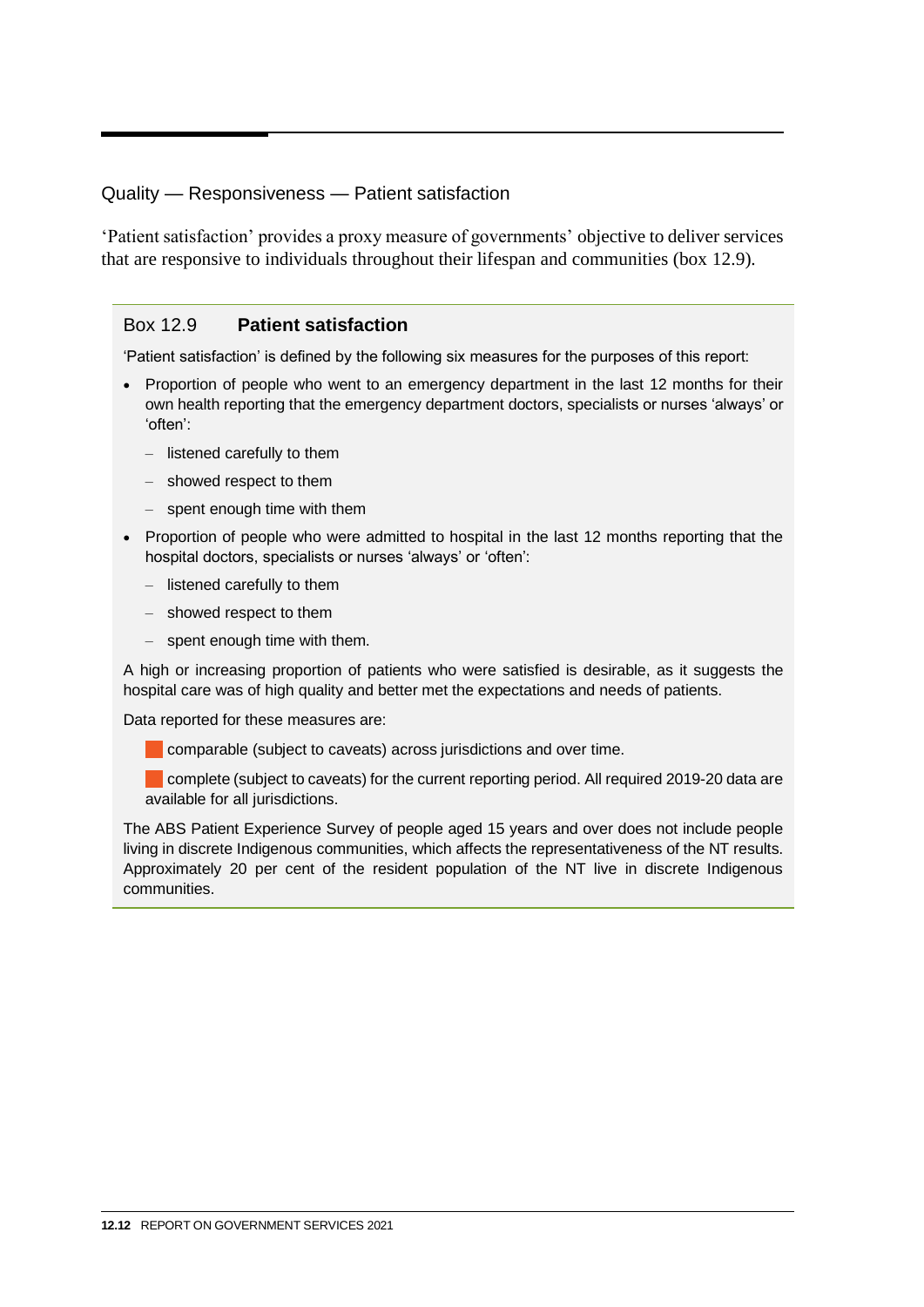## Quality — Responsiveness — Patient satisfaction

'Patient satisfaction' provides a proxy measure of governments' objective to deliver services that are responsive to individuals throughout their lifespan and communities (box 12.9).

### Box 12.9 **Patient satisfaction**

'Patient satisfaction' is defined by the following six measures for the purposes of this report:

- Proportion of people who went to an emergency department in the last 12 months for their own health reporting that the emergency department doctors, specialists or nurses 'always' or 'often':
  - listened carefully to them
  - showed respect to them
  - spent enough time with them
- Proportion of people who were admitted to hospital in the last 12 months reporting that the hospital doctors, specialists or nurses 'always' or 'often':
  - listened carefully to them
  - showed respect to them
  - spent enough time with them.

A high or increasing proportion of patients who were satisfied is desirable, as it suggests the hospital care was of high quality and better met the expectations and needs of patients.

Data reported for these measures are:

- comparable (subject to caveats) across jurisdictions and over time.
- complete (subject to caveats) for the current reporting period. All required 2019-20 data are available for all jurisdictions.

The ABS Patient Experience Survey of people aged 15 years and over does not include people living in discrete Indigenous communities, which affects the representativeness of the NT results. Approximately 20 per cent of the resident population of the NT live in discrete Indigenous communities.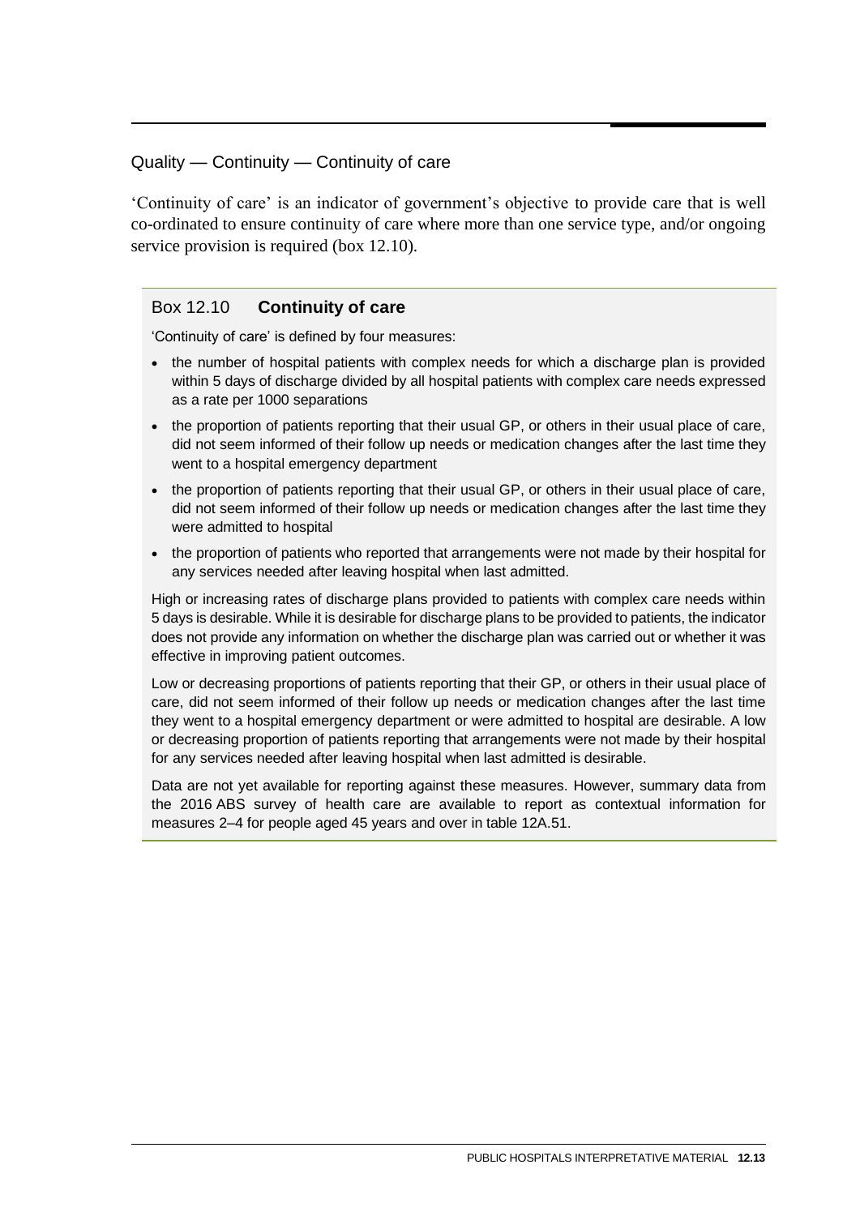## Quality — Continuity — Continuity of care

'Continuity of care' is an indicator of government's objective to provide care that is well co-ordinated to ensure continuity of care where more than one service type, and/or ongoing service provision is required (box 12.10).

### Box 12.10 **Continuity of care**

'Continuity of care' is defined by four measures:

- the number of hospital patients with complex needs for which a discharge plan is provided within 5 days of discharge divided by all hospital patients with complex care needs expressed as a rate per 1000 separations
- the proportion of patients reporting that their usual GP, or others in their usual place of care, did not seem informed of their follow up needs or medication changes after the last time they went to a hospital emergency department
- the proportion of patients reporting that their usual GP, or others in their usual place of care, did not seem informed of their follow up needs or medication changes after the last time they were admitted to hospital
- the proportion of patients who reported that arrangements were not made by their hospital for any services needed after leaving hospital when last admitted.

High or increasing rates of discharge plans provided to patients with complex care needs within 5 days is desirable. While it is desirable for discharge plans to be provided to patients, the indicator does not provide any information on whether the discharge plan was carried out or whether it was effective in improving patient outcomes.

Low or decreasing proportions of patients reporting that their GP, or others in their usual place of care, did not seem informed of their follow up needs or medication changes after the last time they went to a hospital emergency department or were admitted to hospital are desirable. A low or decreasing proportion of patients reporting that arrangements were not made by their hospital for any services needed after leaving hospital when last admitted is desirable.

Data are not yet available for reporting against these measures. However, summary data from the 2016 ABS survey of health care are available to report as contextual information for measures 2–4 for people aged 45 years and over in table 12A.51.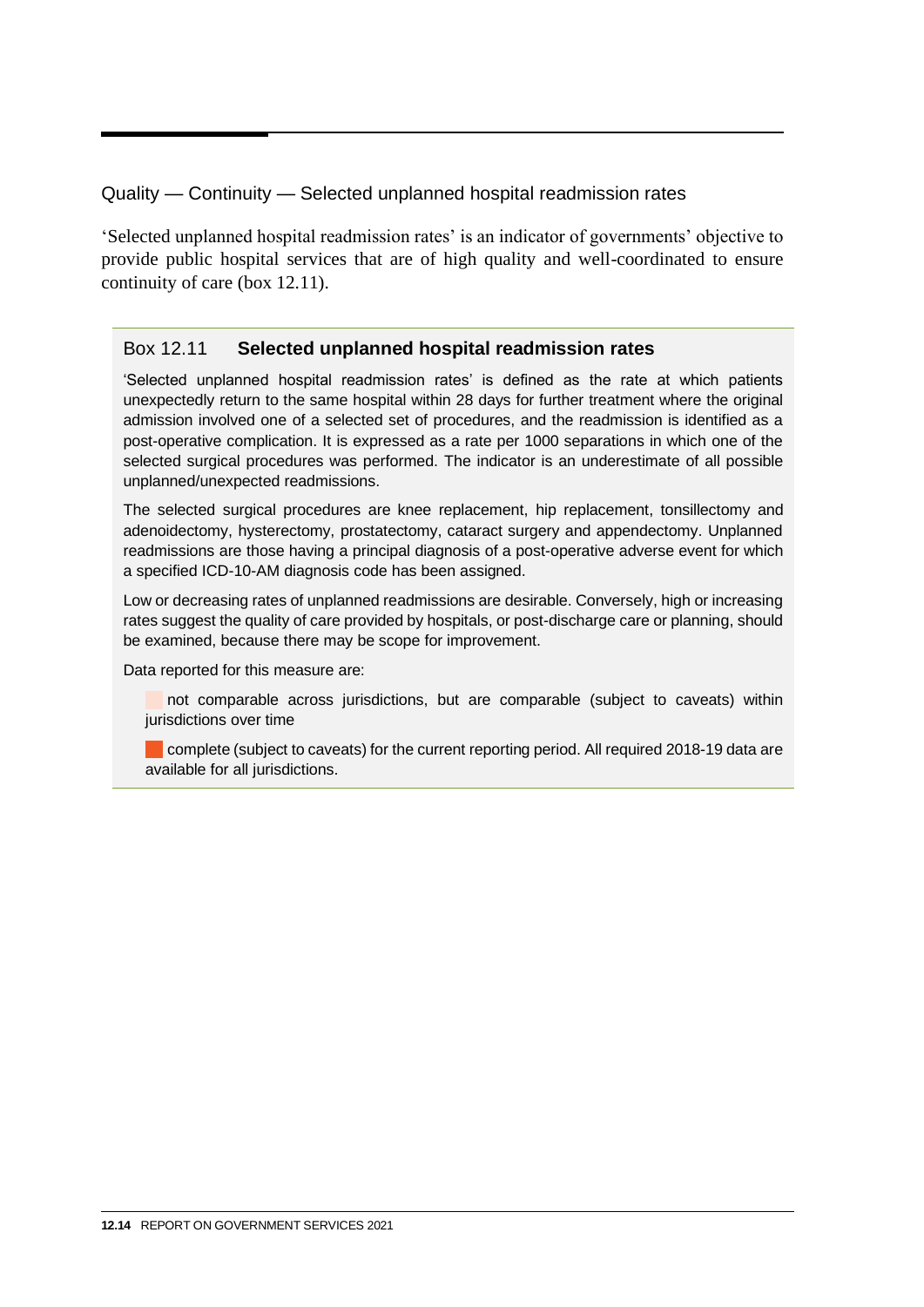### Quality — Continuity — Selected unplanned hospital readmission rates

'Selected unplanned hospital readmission rates' is an indicator of governments' objective to provide public hospital services that are of high quality and well-coordinated to ensure continuity of care (box 12.11).

#### Box 12.11 **Selected unplanned hospital readmission rates**

'Selected unplanned hospital readmission rates' is defined as the rate at which patients unexpectedly return to the same hospital within 28 days for further treatment where the original admission involved one of a selected set of procedures, and the readmission is identified as a post-operative complication. It is expressed as a rate per 1000 separations in which one of the selected surgical procedures was performed. The indicator is an underestimate of all possible unplanned/unexpected readmissions.

The selected surgical procedures are knee replacement, hip replacement, tonsillectomy and adenoidectomy, hysterectomy, prostatectomy, cataract surgery and appendectomy. Unplanned readmissions are those having a principal diagnosis of a post-operative adverse event for which a specified ICD-10-AM diagnosis code has been assigned.

Low or decreasing rates of unplanned readmissions are desirable. Conversely, high or increasing rates suggest the quality of care provided by hospitals, or post-discharge care or planning, should be examined, because there may be scope for improvement.

Data reported for this measure are:

- not comparable across jurisdictions, but are comparable (subject to caveats) within jurisdictions over time
- complete (subject to caveats) for the current reporting period. All required 2018-19 data are available for all jurisdictions.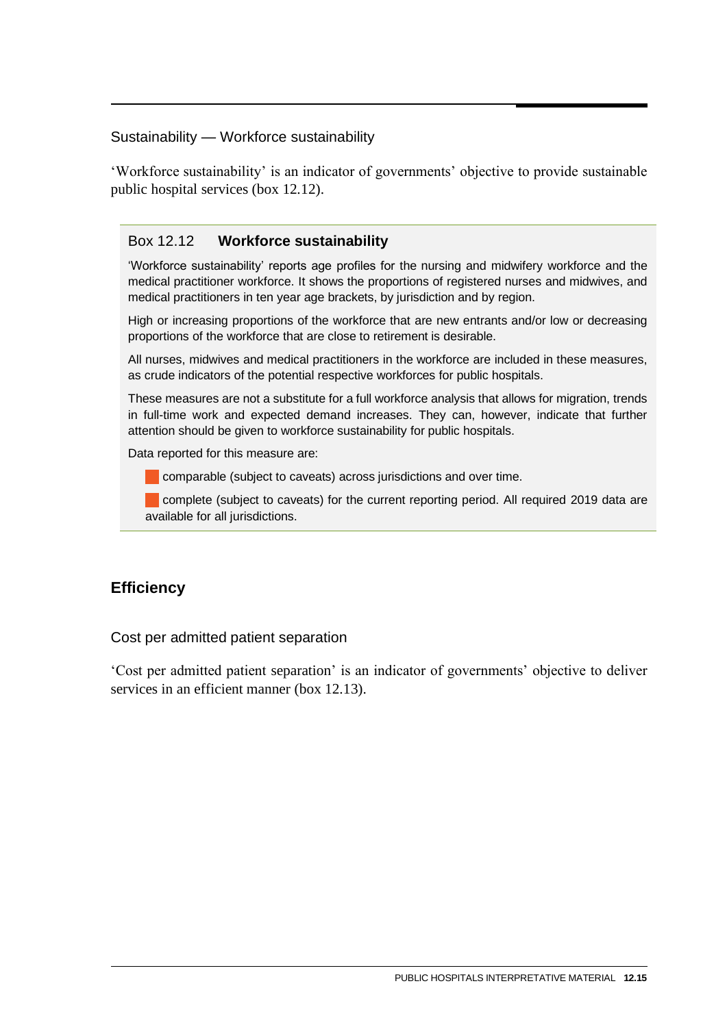### Sustainability — Workforce sustainability

'Workforce sustainability' is an indicator of governments' objective to provide sustainable public hospital services (box 12.12).

> **Box 12.12 Workforce sustainability**
>
> 'Workforce sustainability' reports age profiles for the nursing and midwifery workforce and the medical practitioner workforce. It shows the proportions of registered nurses and midwives, and medical practitioners in ten year age brackets, by jurisdiction and by region.
>
> High or increasing proportions of the workforce that are new entrants and/or low or decreasing proportions of the workforce that are close to retirement is desirable.
>
> All nurses, midwives and medical practitioners in the workforce are included in these measures, as crude indicators of the potential respective workforces for public hospitals.
>
> These measures are not a substitute for a full workforce analysis that allows for migration, trends in full-time work and expected demand increases. They can, however, indicate that further attention should be given to workforce sustainability for public hospitals.
>
> Data reported for this measure are:
>
> - comparable (subject to caveats) across jurisdictions and over time.
> - complete (subject to caveats) for the current reporting period. All required 2019 data are available for all jurisdictions.

## Efficiency

### Cost per admitted patient separation

'Cost per admitted patient separation' is an indicator of governments' objective to deliver services in an efficient manner (box 12.13).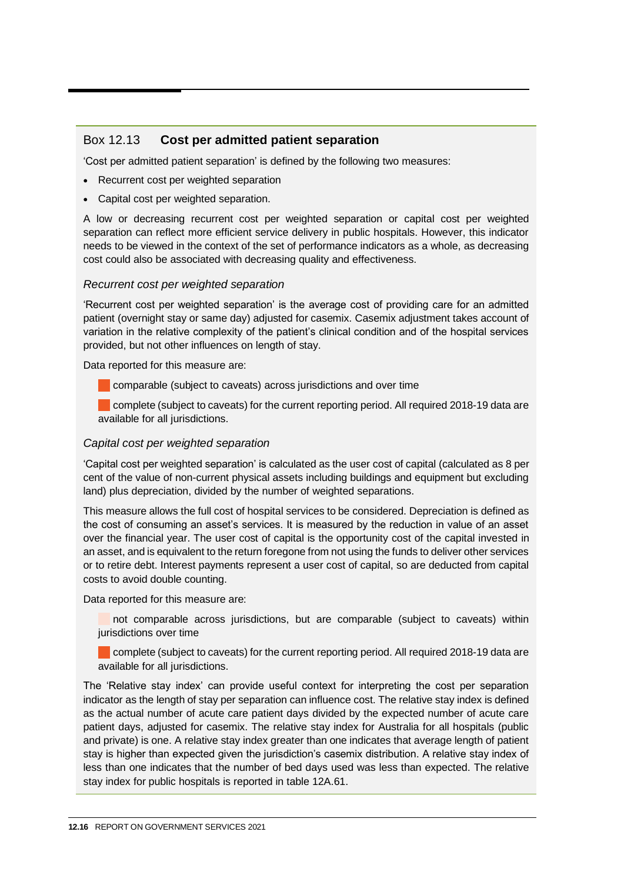## Box 12.13 Cost per admitted patient separation

'Cost per admitted patient separation' is defined by the following two measures:

- Recurrent cost per weighted separation
- Capital cost per weighted separation.

A low or decreasing recurrent cost per weighted separation or capital cost per weighted separation can reflect more efficient service delivery in public hospitals. However, this indicator needs to be viewed in the context of the set of performance indicators as a whole, as decreasing cost could also be associated with decreasing quality and effectiveness.

*Recurrent cost per weighted separation*

'Recurrent cost per weighted separation' is the average cost of providing care for an admitted patient (overnight stay or same day) adjusted for casemix. Casemix adjustment takes account of variation in the relative complexity of the patient's clinical condition and of the hospital services provided, but not other influences on length of stay.

Data reported for this measure are:

- comparable (subject to caveats) across jurisdictions and over time
- complete (subject to caveats) for the current reporting period. All required 2018-19 data are available for all jurisdictions.

*Capital cost per weighted separation*

'Capital cost per weighted separation' is calculated as the user cost of capital (calculated as 8 per cent of the value of non-current physical assets including buildings and equipment but excluding land) plus depreciation, divided by the number of weighted separations.

This measure allows the full cost of hospital services to be considered. Depreciation is defined as the cost of consuming an asset's services. It is measured by the reduction in value of an asset over the financial year. The user cost of capital is the opportunity cost of the capital invested in an asset, and is equivalent to the return foregone from not using the funds to deliver other services or to retire debt. Interest payments represent a user cost of capital, so are deducted from capital costs to avoid double counting.

Data reported for this measure are:

- not comparable across jurisdictions, but are comparable (subject to caveats) within jurisdictions over time
- complete (subject to caveats) for the current reporting period. All required 2018-19 data are available for all jurisdictions.

The 'Relative stay index' can provide useful context for interpreting the cost per separation indicator as the length of stay per separation can influence cost. The relative stay index is defined as the actual number of acute care patient days divided by the expected number of acute care patient days, adjusted for casemix. The relative stay index for Australia for all hospitals (public and private) is one. A relative stay index greater than one indicates that average length of patient stay is higher than expected given the jurisdiction's casemix distribution. A relative stay index of less than one indicates that the number of bed days used was less than expected. The relative stay index for public hospitals is reported in table 12A.61.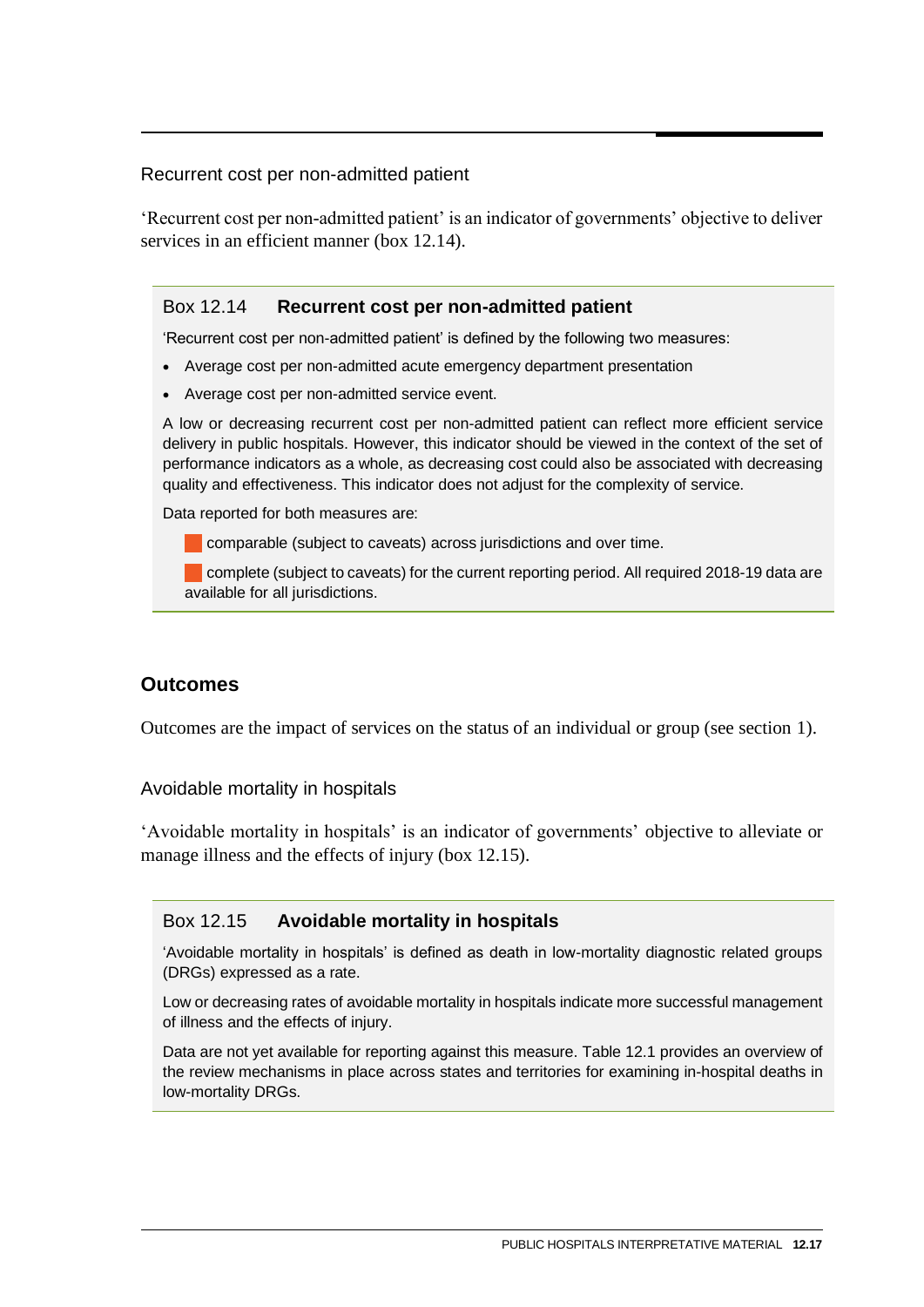### Recurrent cost per non-admitted patient

'Recurrent cost per non-admitted patient' is an indicator of governments' objective to deliver services in an efficient manner (box 12.14).

> **Box 12.14 Recurrent cost per non-admitted patient**
>
> 'Recurrent cost per non-admitted patient' is defined by the following two measures:
>
> - Average cost per non-admitted acute emergency department presentation
> - Average cost per non-admitted service event.
>
> A low or decreasing recurrent cost per non-admitted patient can reflect more efficient service delivery in public hospitals. However, this indicator should be viewed in the context of the set of performance indicators as a whole, as decreasing cost could also be associated with decreasing quality and effectiveness. This indicator does not adjust for the complexity of service.
>
> Data reported for both measures are:
>
> comparable (subject to caveats) across jurisdictions and over time.
>
> complete (subject to caveats) for the current reporting period. All required 2018-19 data are available for all jurisdictions.

## Outcomes

Outcomes are the impact of services on the status of an individual or group (see section 1).

### Avoidable mortality in hospitals

'Avoidable mortality in hospitals' is an indicator of governments' objective to alleviate or manage illness and the effects of injury (box 12.15).

> **Box 12.15 Avoidable mortality in hospitals**
>
> 'Avoidable mortality in hospitals' is defined as death in low-mortality diagnostic related groups (DRGs) expressed as a rate.
>
> Low or decreasing rates of avoidable mortality in hospitals indicate more successful management of illness and the effects of injury.
>
> Data are not yet available for reporting against this measure. Table 12.1 provides an overview of the review mechanisms in place across states and territories for examining in-hospital deaths in low-mortality DRGs.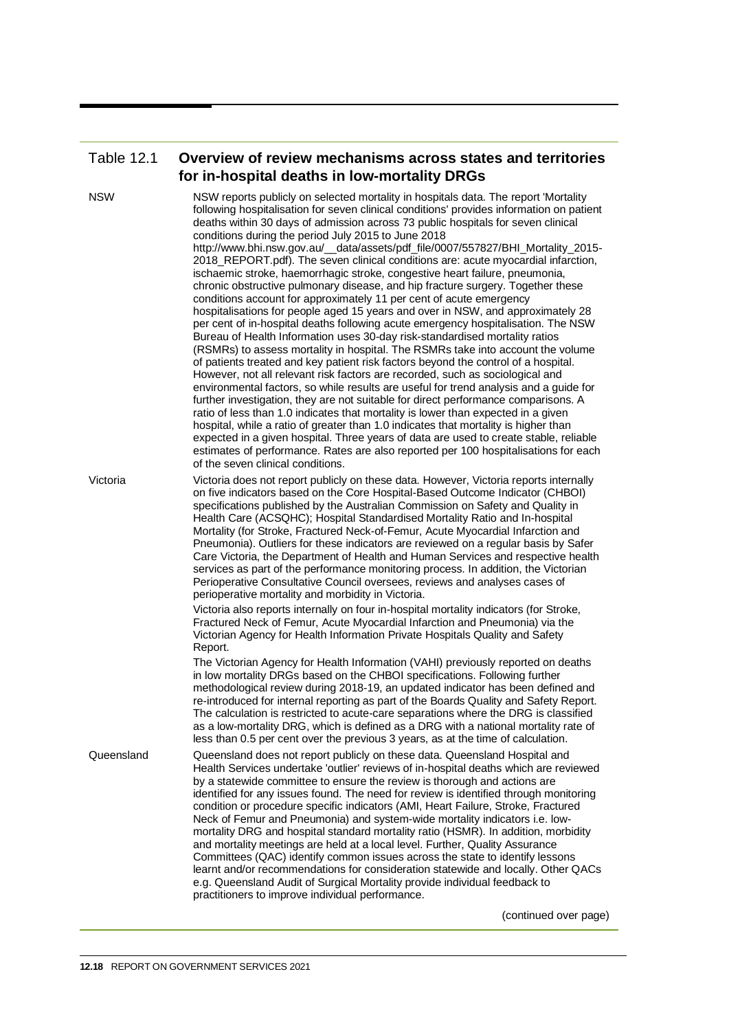## Table 12.1 Overview of review mechanisms across states and territories for in-hospital deaths in low-mortality DRGs

| | |
|---|---|
| NSW | NSW reports publicly on selected mortality in hospitals data. The report 'Mortality following hospitalisation for seven clinical conditions' provides information on patient deaths within 30 days of admission across 73 public hospitals for seven clinical conditions during the period July 2015 to June 2018 http://www.bhi.nsw.gov.au/__data/assets/pdf_file/0007/557827/BHI_Mortality_2015-2018_REPORT.pdf). The seven clinical conditions are: acute myocardial infarction, ischaemic stroke, haemorrhagic stroke, congestive heart failure, pneumonia, chronic obstructive pulmonary disease, and hip fracture surgery. Together these conditions account for approximately 11 per cent of acute emergency hospitalisations for people aged 15 years and over in NSW, and approximately 28 per cent of in-hospital deaths following acute emergency hospitalisation. The NSW Bureau of Health Information uses 30-day risk-standardised mortality ratios (RSMRs) to assess mortality in hospital. The RSMRs take into account the volume of patients treated and key patient risk factors beyond the control of a hospital. However, not all relevant risk factors are recorded, such as sociological and environmental factors, so while results are useful for trend analysis and a guide for further investigation, they are not suitable for direct performance comparisons. A ratio of less than 1.0 indicates that mortality is lower than expected in a given hospital, while a ratio of greater than 1.0 indicates that mortality is higher than expected in a given hospital. Three years of data are used to create stable, reliable estimates of performance. Rates are also reported per 100 hospitalisations for each of the seven clinical conditions. |
| Victoria | Victoria does not report publicly on these data. However, Victoria reports internally on five indicators based on the Core Hospital-Based Outcome Indicator (CHBOI) specifications published by the Australian Commission on Safety and Quality in Health Care (ACSQHC); Hospital Standardised Mortality Ratio and In-hospital Mortality (for Stroke, Fractured Neck-of-Femur, Acute Myocardial Infarction and Pneumonia). Outliers for these indicators are reviewed on a regular basis by Safer Care Victoria, the Department of Health and Human Services and respective health services as part of the performance monitoring process. In addition, the Victorian Perioperative Consultative Council oversees, reviews and analyses cases of perioperative mortality and morbidity in Victoria.<br>Victoria also reports internally on four in-hospital mortality indicators (for Stroke, Fractured Neck of Femur, Acute Myocardial Infarction and Pneumonia) via the Victorian Agency for Health Information Private Hospitals Quality and Safety Report.<br>The Victorian Agency for Health Information (VAHI) previously reported on deaths in low mortality DRGs based on the CHBOI specifications. Following further methodological review during 2018-19, an updated indicator has been defined and re-introduced for internal reporting as part of the Boards Quality and Safety Report. The calculation is restricted to acute-care separations where the DRG is classified as a low-mortality DRG, which is defined as a DRG with a national mortality rate of less than 0.5 per cent over the previous 3 years, as at the time of calculation. |
| Queensland | Queensland does not report publicly on these data. Queensland Hospital and Health Services undertake 'outlier' reviews of in-hospital deaths which are reviewed by a statewide committee to ensure the review is thorough and actions are identified for any issues found. The need for review is identified through monitoring condition or procedure specific indicators (AMI, Heart Failure, Stroke, Fractured Neck of Femur and Pneumonia) and system-wide mortality indicators i.e. low-mortality DRG and hospital standard mortality ratio (HSMR). In addition, morbidity and mortality meetings are held at a local level. Further, Quality Assurance Committees (QAC) identify common issues across the state to identify lessons learnt and/or recommendations for consideration statewide and locally. Other QACs e.g. Queensland Audit of Surgical Mortality provide individual feedback to practitioners to improve individual performance. |

(continued over page)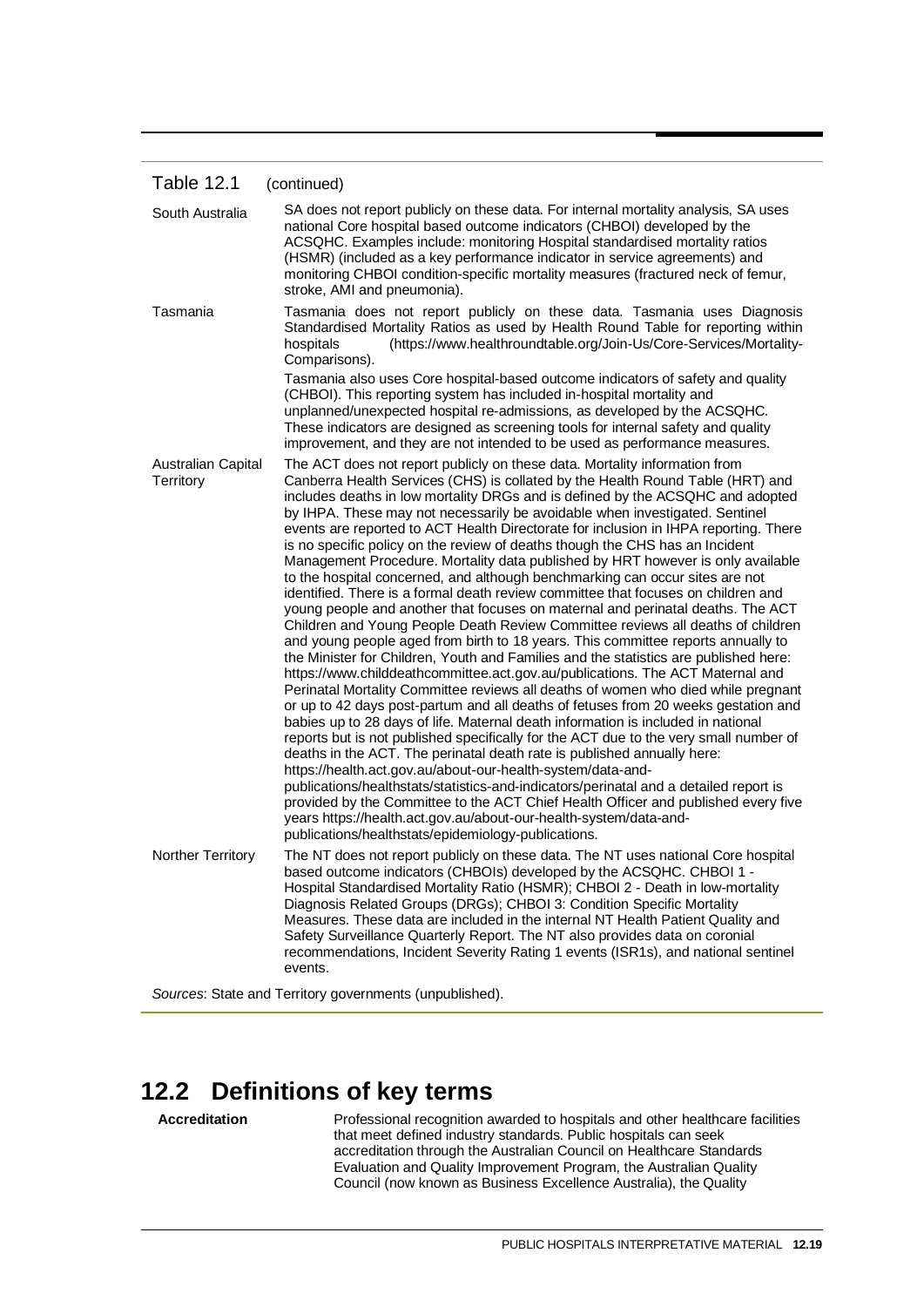Table 12.1 (continued)

| | |
|---|---|
| South Australia | SA does not report publicly on these data. For internal mortality analysis, SA uses national Core hospital based outcome indicators (CHBOI) developed by the ACSQHC. Examples include: monitoring Hospital standardised mortality ratios (HSMR) (included as a key performance indicator in service agreements) and monitoring CHBOI condition-specific mortality measures (fractured neck of femur, stroke, AMI and pneumonia). |
| Tasmania | Tasmania does not report publicly on these data. Tasmania uses Diagnosis Standardised Mortality Ratios as used by Health Round Table for reporting within hospitals (https://www.healthroundtable.org/Join-Us/Core-Services/Mortality-Comparisons).<br>Tasmania also uses Core hospital-based outcome indicators of safety and quality (CHBOI). This reporting system has included in-hospital mortality and unplanned/unexpected hospital re-admissions, as developed by the ACSQHC. These indicators are designed as screening tools for internal safety and quality improvement, and they are not intended to be used as performance measures. |
| Australian Capital Territory | The ACT does not report publicly on these data. Mortality information from Canberra Health Services (CHS) is collated by the Health Round Table (HRT) and includes deaths in low mortality DRGs and is defined by the ACSQHC and adopted by IHPA. These may not necessarily be avoidable when investigated. Sentinel events are reported to ACT Health Directorate for inclusion in IHPA reporting. There is no specific policy on the review of deaths though the CHS has an Incident Management Procedure. Mortality data published by HRT however is only available to the hospital concerned, and although benchmarking can occur sites are not identified. There is a formal death review committee that focuses on children and young people and another that focuses on maternal and perinatal deaths. The ACT Children and Young People Death Review Committee reviews all deaths of children and young people aged from birth to 18 years. This committee reports annually to the Minister for Children, Youth and Families and the statistics are published here: https://www.childdeathcommittee.act.gov.au/publications. The ACT Maternal and Perinatal Mortality Committee reviews all deaths of women who died while pregnant or up to 42 days post-partum and all deaths of fetuses from 20 weeks gestation and babies up to 28 days of life. Maternal death information is included in national reports but is not published specifically for the ACT due to the very small number of deaths in the ACT. The perinatal death rate is published annually here: https://health.act.gov.au/about-our-health-system/data-and-publications/healthstats/statistics-and-indicators/perinatal and a detailed report is provided by the Committee to the ACT Chief Health Officer and published every five years https://health.act.gov.au/about-our-health-system/data-and-publications/healthstats/epidemiology-publications. |
| Norther Territory | The NT does not report publicly on these data. The NT uses national Core hospital based outcome indicators (CHBOIs) developed by the ACSQHC. CHBOI 1 - Hospital Standardised Mortality Ratio (HSMR); CHBOI 2 - Death in low-mortality Diagnosis Related Groups (DRGs); CHBOI 3: Condition Specific Mortality Measures. These data are included in the internal NT Health Patient Quality and Safety Surveillance Quarterly Report. The NT also provides data on coronial recommendations, Incident Severity Rating 1 events (ISR1s), and national sentinel events. |

*Sources*: State and Territory governments (unpublished).

## 12.2 Definitions of key terms

**Accreditation** Professional recognition awarded to hospitals and other healthcare facilities that meet defined industry standards. Public hospitals can seek accreditation through the Australian Council on Healthcare Standards Evaluation and Quality Improvement Program, the Australian Quality Council (now known as Business Excellence Australia), the Quality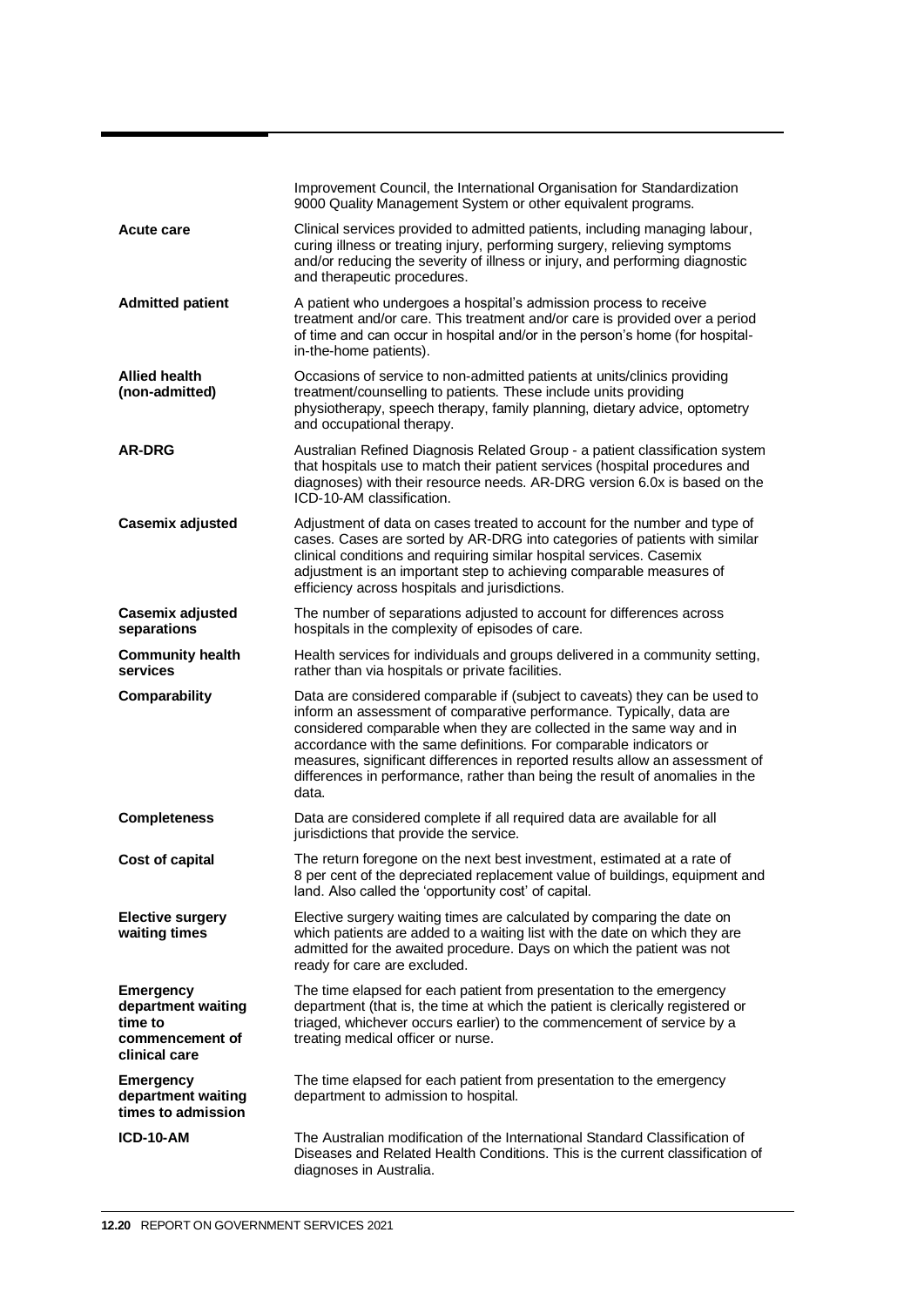|  |  |
| --- | --- |
|  | Improvement Council, the International Organisation for Standardization 9000 Quality Management System or other equivalent programs. |
| **Acute care** | Clinical services provided to admitted patients, including managing labour, curing illness or treating injury, performing surgery, relieving symptoms and/or reducing the severity of illness or injury, and performing diagnostic and therapeutic procedures. |
| **Admitted patient** | A patient who undergoes a hospital's admission process to receive treatment and/or care. This treatment and/or care is provided over a period of time and can occur in hospital and/or in the person's home (for hospital-in-the-home patients). |
| **Allied health (non-admitted)** | Occasions of service to non-admitted patients at units/clinics providing treatment/counselling to patients. These include units providing physiotherapy, speech therapy, family planning, dietary advice, optometry and occupational therapy. |
| **AR-DRG** | Australian Refined Diagnosis Related Group - a patient classification system that hospitals use to match their patient services (hospital procedures and diagnoses) with their resource needs. AR-DRG version 6.0x is based on the ICD-10-AM classification. |
| **Casemix adjusted** | Adjustment of data on cases treated to account for the number and type of cases. Cases are sorted by AR-DRG into categories of patients with similar clinical conditions and requiring similar hospital services. Casemix adjustment is an important step to achieving comparable measures of efficiency across hospitals and jurisdictions. |
| **Casemix adjusted separations** | The number of separations adjusted to account for differences across hospitals in the complexity of episodes of care. |
| **Community health services** | Health services for individuals and groups delivered in a community setting, rather than via hospitals or private facilities. |
| **Comparability** | Data are considered comparable if (subject to caveats) they can be used to inform an assessment of comparative performance. Typically, data are considered comparable when they are collected in the same way and in accordance with the same definitions. For comparable indicators or measures, significant differences in reported results allow an assessment of differences in performance, rather than being the result of anomalies in the data. |
| **Completeness** | Data are considered complete if all required data are available for all jurisdictions that provide the service. |
| **Cost of capital** | The return foregone on the next best investment, estimated at a rate of 8 per cent of the depreciated replacement value of buildings, equipment and land. Also called the 'opportunity cost' of capital. |
| **Elective surgery waiting times** | Elective surgery waiting times are calculated by comparing the date on which patients are added to a waiting list with the date on which they are admitted for the awaited procedure. Days on which the patient was not ready for care are excluded. |
| **Emergency department waiting time to commencement of clinical care** | The time elapsed for each patient from presentation to the emergency department (that is, the time at which the patient is clerically registered or triaged, whichever occurs earlier) to the commencement of service by a treating medical officer or nurse. |
| **Emergency department waiting times to admission** | The time elapsed for each patient from presentation to the emergency department to admission to hospital. |
| **ICD-10-AM** | The Australian modification of the International Standard Classification of Diseases and Related Health Conditions. This is the current classification of diagnoses in Australia. |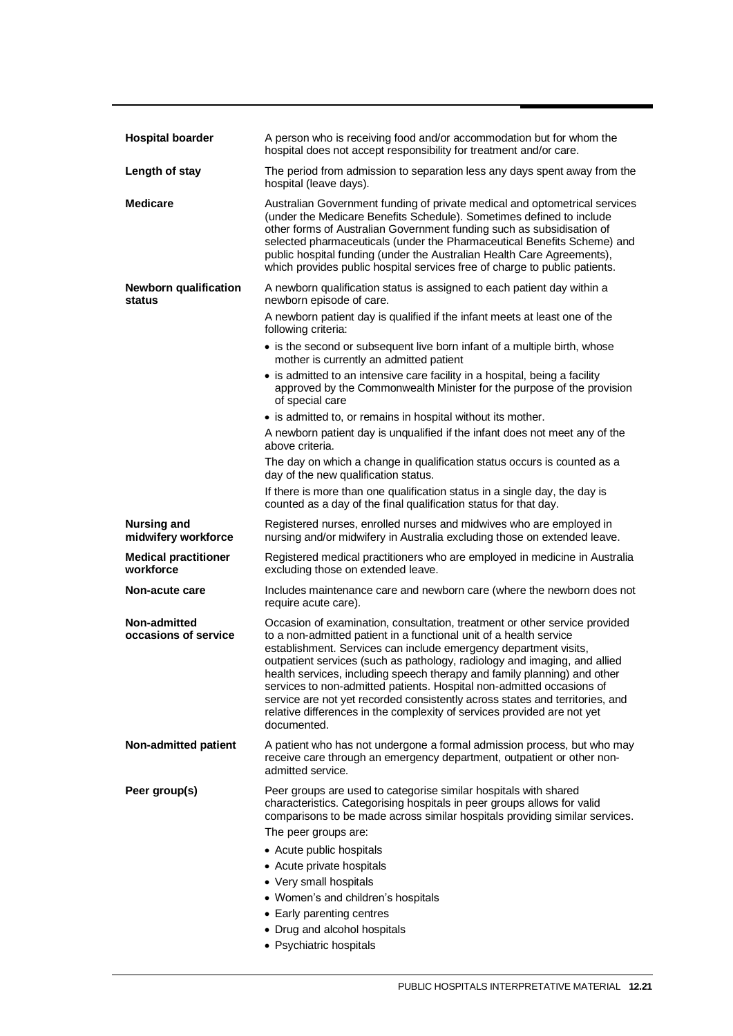| | |
|---|---|
| **Hospital boarder** | A person who is receiving food and/or accommodation but for whom the hospital does not accept responsibility for treatment and/or care. |
| **Length of stay** | The period from admission to separation less any days spent away from the hospital (leave days). |
| **Medicare** | Australian Government funding of private medical and optometrical services (under the Medicare Benefits Schedule). Sometimes defined to include other forms of Australian Government funding such as subsidisation of selected pharmaceuticals (under the Pharmaceutical Benefits Scheme) and public hospital funding (under the Australian Health Care Agreements), which provides public hospital services free of charge to public patients. |
| **Newborn qualification status** | A newborn qualification status is assigned to each patient day within a newborn episode of care. <br> A newborn patient day is qualified if the infant meets at least one of the following criteria: <br> • is the second or subsequent live born infant of a multiple birth, whose mother is currently an admitted patient <br> • is admitted to an intensive care facility in a hospital, being a facility approved by the Commonwealth Minister for the purpose of the provision of special care <br> • is admitted to, or remains in hospital without its mother. <br> A newborn patient day is unqualified if the infant does not meet any of the above criteria. <br> The day on which a change in qualification status occurs is counted as a day of the new qualification status. <br> If there is more than one qualification status in a single day, the day is counted as a day of the final qualification status for that day. |
| **Nursing and midwifery workforce** | Registered nurses, enrolled nurses and midwives who are employed in nursing and/or midwifery in Australia excluding those on extended leave. |
| **Medical practitioner workforce** | Registered medical practitioners who are employed in medicine in Australia excluding those on extended leave. |
| **Non-acute care** | Includes maintenance care and newborn care (where the newborn does not require acute care). |
| **Non-admitted occasions of service** | Occasion of examination, consultation, treatment or other service provided to a non-admitted patient in a functional unit of a health service establishment. Services can include emergency department visits, outpatient services (such as pathology, radiology and imaging, and allied health services, including speech therapy and family planning) and other services to non-admitted patients. Hospital non-admitted occasions of service are not yet recorded consistently across states and territories, and relative differences in the complexity of services provided are not yet documented. |
| **Non-admitted patient** | A patient who has not undergone a formal admission process, but who may receive care through an emergency department, outpatient or other non-admitted service. |
| **Peer group(s)** | Peer groups are used to categorise similar hospitals with shared characteristics. Categorising hospitals in peer groups allows for valid comparisons to be made across similar hospitals providing similar services. <br> The peer groups are: <br> • Acute public hospitals <br> • Acute private hospitals <br> • Very small hospitals <br> • Women's and children's hospitals <br> • Early parenting centres <br> • Drug and alcohol hospitals <br> • Psychiatric hospitals |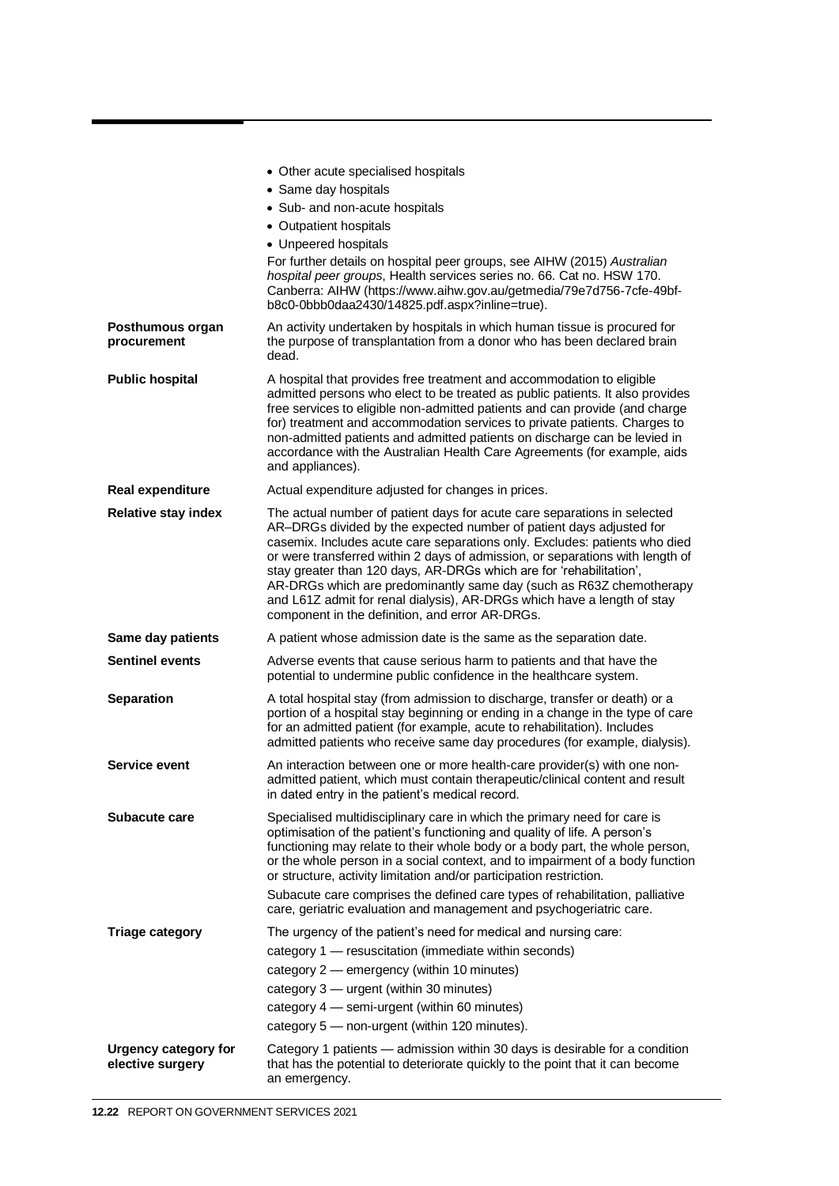|  |  |
|---|---|
|  | • Other acute specialised hospitals<br>• Same day hospitals<br>• Sub- and non-acute hospitals<br>• Outpatient hospitals<br>• Unpeered hospitals<br>For further details on hospital peer groups, see AIHW (2015) *Australian hospital peer groups*, Health services series no. 66. Cat no. HSW 170. Canberra: AIHW (https://www.aihw.gov.au/getmedia/79e7d756-7cfe-49bf-b8c0-0bbb0daa2430/14825.pdf.aspx?inline=true). |
| **Posthumous organ procurement** | An activity undertaken by hospitals in which human tissue is procured for the purpose of transplantation from a donor who has been declared brain dead. |
| **Public hospital** | A hospital that provides free treatment and accommodation to eligible admitted persons who elect to be treated as public patients. It also provides free services to eligible non-admitted patients and can provide (and charge for) treatment and accommodation services to private patients. Charges to non-admitted patients and admitted patients on discharge can be levied in accordance with the Australian Health Care Agreements (for example, aids and appliances). |
| **Real expenditure** | Actual expenditure adjusted for changes in prices. |
| **Relative stay index** | The actual number of patient days for acute care separations in selected AR–DRGs divided by the expected number of patient days adjusted for casemix. Includes acute care separations only. Excludes: patients who died or were transferred within 2 days of admission, or separations with length of stay greater than 120 days, AR-DRGs which are for 'rehabilitation', AR-DRGs which are predominantly same day (such as R63Z chemotherapy and L61Z admit for renal dialysis), AR-DRGs which have a length of stay component in the definition, and error AR-DRGs. |
| **Same day patients** | A patient whose admission date is the same as the separation date. |
| **Sentinel events** | Adverse events that cause serious harm to patients and that have the potential to undermine public confidence in the healthcare system. |
| **Separation** | A total hospital stay (from admission to discharge, transfer or death) or a portion of a hospital stay beginning or ending in a change in the type of care for an admitted patient (for example, acute to rehabilitation). Includes admitted patients who receive same day procedures (for example, dialysis). |
| **Service event** | An interaction between one or more health-care provider(s) with one non-admitted patient, which must contain therapeutic/clinical content and result in dated entry in the patient's medical record. |
| **Subacute care** | Specialised multidisciplinary care in which the primary need for care is optimisation of the patient's functioning and quality of life. A person's functioning may relate to their whole body or a body part, the whole person, or the whole person in a social context, and to impairment of a body function or structure, activity limitation and/or participation restriction.<br>Subacute care comprises the defined care types of rehabilitation, palliative care, geriatric evaluation and management and psychogeriatric care. |
| **Triage category** | The urgency of the patient's need for medical and nursing care:<br>category 1 — resuscitation (immediate within seconds)<br>category 2 — emergency (within 10 minutes)<br>category 3 — urgent (within 30 minutes)<br>category 4 — semi-urgent (within 60 minutes)<br>category 5 — non-urgent (within 120 minutes). |
| **Urgency category for elective surgery** | Category 1 patients — admission within 30 days is desirable for a condition that has the potential to deteriorate quickly to the point that it can become an emergency. |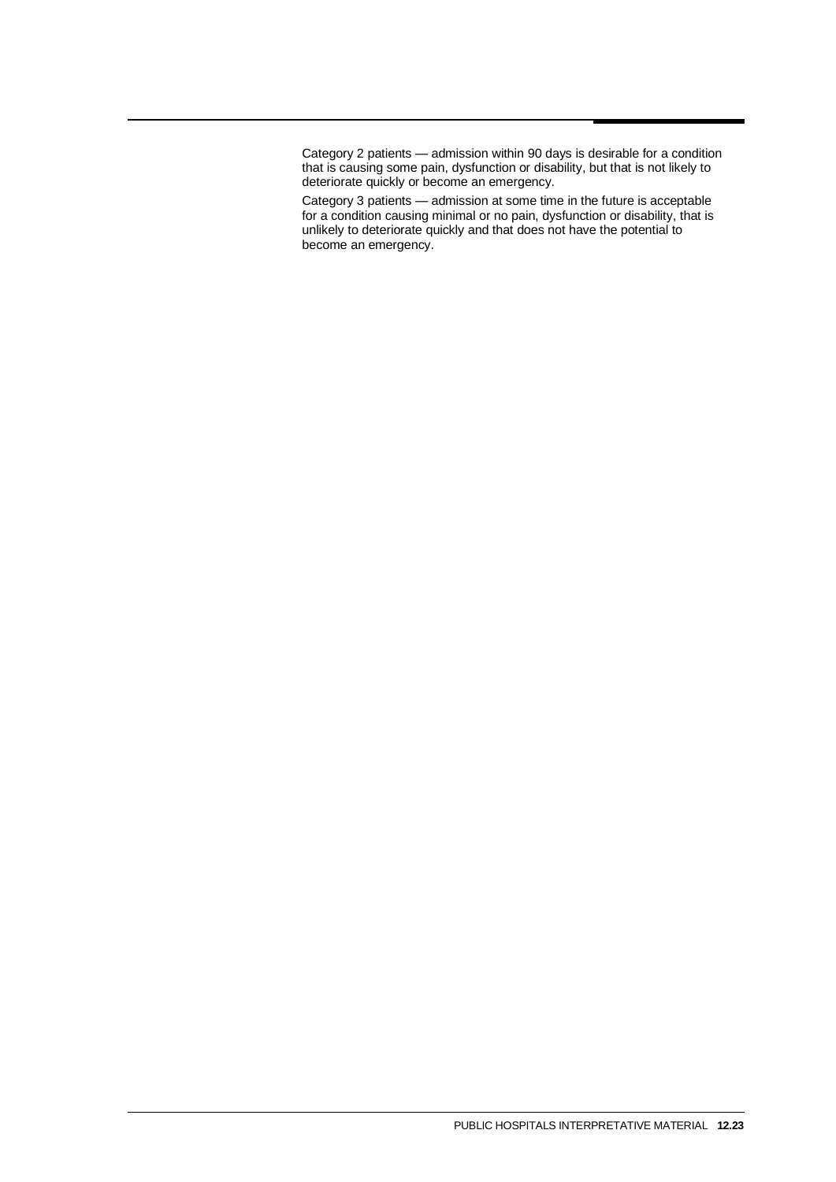Category 2 patients — admission within 90 days is desirable for a condition that is causing some pain, dysfunction or disability, but that is not likely to deteriorate quickly or become an emergency.

Category 3 patients — admission at some time in the future is acceptable for a condition causing minimal or no pain, dysfunction or disability, that is unlikely to deteriorate quickly and that does not have the potential to become an emergency.